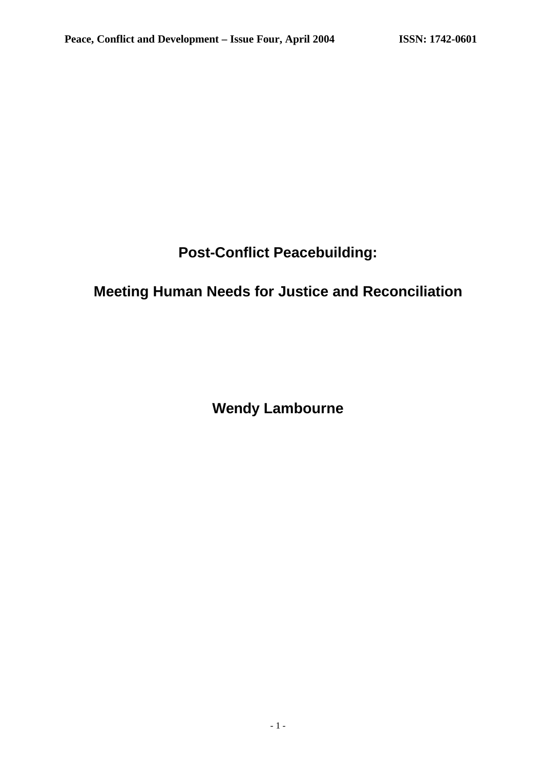# Post-Conflict Peacebuilding:

# Meeting Human Needs for Justice and Reconciliation

**Wendy Lambourne**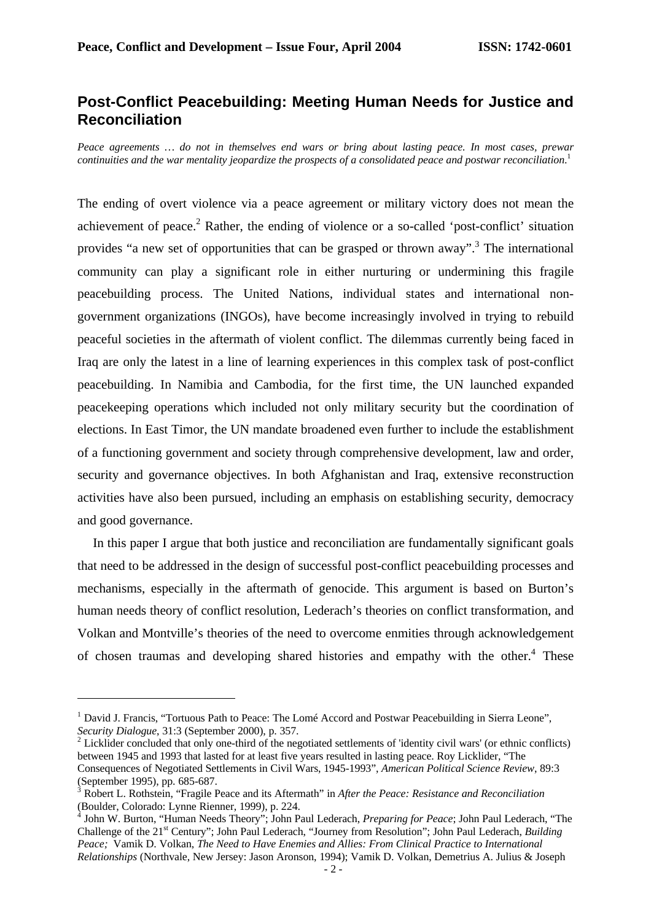## Post-Conflict Peacebuilding: Meeting Human Needs for Justice and Reconciliation

*Peace agreements … do not in themselves end wars or bring about lasting peace. In most cases, prewar continuities and the war mentality jeopardize the prospects of a consolidated peace and postwar reconciliation.*[1]

The ending of overt violence via a peace agreement or military victory does not mean the achievement of peace.[2] Rather, the ending of violence or a so-called 'post-conflict' situation provides "a new set of opportunities that can be grasped or thrown away".[3] The international community can play a significant role in either nurturing or undermining this fragile peacebuilding process. The United Nations, individual states and international non-government organizations (INGOs), have become increasingly involved in trying to rebuild peaceful societies in the aftermath of violent conflict. The dilemmas currently being faced in Iraq are only the latest in a line of learning experiences in this complex task of post-conflict peacebuilding. In Namibia and Cambodia, for the first time, the UN launched expanded peacekeeping operations which included not only military security but the coordination of elections. In East Timor, the UN mandate broadened even further to include the establishment of a functioning government and society through comprehensive development, law and order, security and governance objectives. In both Afghanistan and Iraq, extensive reconstruction activities have also been pursued, including an emphasis on establishing security, democracy and good governance.

In this paper I argue that both justice and reconciliation are fundamentally significant goals that need to be addressed in the design of successful post-conflict peacebuilding processes and mechanisms, especially in the aftermath of genocide. This argument is based on Burton's human needs theory of conflict resolution, Lederach's theories on conflict transformation, and Volkan and Montville's theories of the need to overcome enmities through acknowledgement of chosen traumas and developing shared histories and empathy with the other.[4] These

---

[1] David J. Francis, "Tortuous Path to Peace: The Lomé Accord and Postwar Peacebuilding in Sierra Leone", *Security Dialogue*, 31:3 (September 2000), p. 357.

[2] Licklider concluded that only one-third of the negotiated settlements of 'identity civil wars' (or ethnic conflicts) between 1945 and 1993 that lasted for at least five years resulted in lasting peace. Roy Licklider, "The Consequences of Negotiated Settlements in Civil Wars, 1945-1993", *American Political Science Review*, 89:3 (September 1995), pp. 685-687.

[3] Robert L. Rothstein, "Fragile Peace and its Aftermath" in *After the Peace: Resistance and Reconciliation* (Boulder, Colorado: Lynne Rienner, 1999), p. 224.

[4] John W. Burton, "Human Needs Theory"; John Paul Lederach, *Preparing for Peace*; John Paul Lederach, "The Challenge of the 21st Century"; John Paul Lederach, "Journey from Resolution"; John Paul Lederach, *Building Peace;* Vamik D. Volkan, *The Need to Have Enemies and Allies: From Clinical Practice to International Relationships* (Northvale, New Jersey: Jason Aronson, 1994); Vamik D. Volkan, Demetrius A. Julius & Joseph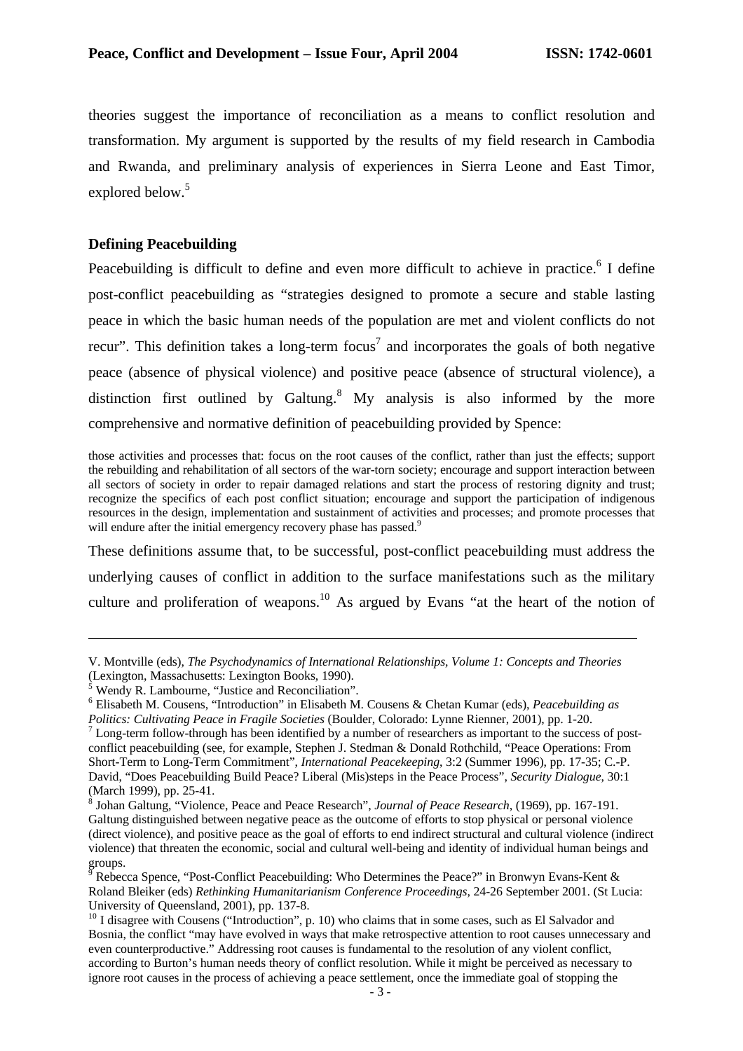theories suggest the importance of reconciliation as a means to conflict resolution and transformation. My argument is supported by the results of my field research in Cambodia and Rwanda, and preliminary analysis of experiences in Sierra Leone and East Timor, explored below.[5]

## Defining Peacebuilding

Peacebuilding is difficult to define and even more difficult to achieve in practice.[6] I define post-conflict peacebuilding as "strategies designed to promote a secure and stable lasting peace in which the basic human needs of the population are met and violent conflicts do not recur". This definition takes a long-term focus[7] and incorporates the goals of both negative peace (absence of physical violence) and positive peace (absence of structural violence), a distinction first outlined by Galtung.[8] My analysis is also informed by the more comprehensive and normative definition of peacebuilding provided by Spence:

> those activities and processes that: focus on the root causes of the conflict, rather than just the effects; support the rebuilding and rehabilitation of all sectors of the war-torn society; encourage and support interaction between all sectors of society in order to repair damaged relations and start the process of restoring dignity and trust; recognize the specifics of each post conflict situation; encourage and support the participation of indigenous resources in the design, implementation and sustainment of activities and processes; and promote processes that will endure after the initial emergency recovery phase has passed.[9]

These definitions assume that, to be successful, post-conflict peacebuilding must address the underlying causes of conflict in addition to the surface manifestations such as the military culture and proliferation of weapons.[10] As argued by Evans "at the heart of the notion of

---

V. Montville (eds), *The Psychodynamics of International Relationships, Volume 1: Concepts and Theories* (Lexington, Massachusetts: Lexington Books, 1990).

[5] Wendy R. Lambourne, "Justice and Reconciliation".

[6] Elisabeth M. Cousens, "Introduction" in Elisabeth M. Cousens & Chetan Kumar (eds), *Peacebuilding as Politics: Cultivating Peace in Fragile Societies* (Boulder, Colorado: Lynne Rienner, 2001), pp. 1-20.

[7] Long-term follow-through has been identified by a number of researchers as important to the success of post-conflict peacebuilding (see, for example, Stephen J. Stedman & Donald Rothchild, "Peace Operations: From Short-Term to Long-Term Commitment", *International Peacekeeping*, 3:2 (Summer 1996), pp. 17-35; C.-P. David, "Does Peacebuilding Build Peace? Liberal (Mis)steps in the Peace Process", *Security Dialogue*, 30:1 (March 1999), pp. 25-41.

[8] Johan Galtung, "Violence, Peace and Peace Research", *Journal of Peace Research*, (1969), pp. 167-191. Galtung distinguished between negative peace as the outcome of efforts to stop physical or personal violence (direct violence), and positive peace as the goal of efforts to end indirect structural and cultural violence (indirect violence) that threaten the economic, social and cultural well-being and identity of individual human beings and groups.

[9] Rebecca Spence, "Post-Conflict Peacebuilding: Who Determines the Peace?" in Bronwyn Evans-Kent & Roland Bleiker (eds) *Rethinking Humanitarianism Conference Proceedings*, 24-26 September 2001. (St Lucia: University of Queensland, 2001), pp. 137-8.

[10] I disagree with Cousens ("Introduction", p. 10) who claims that in some cases, such as El Salvador and Bosnia, the conflict "may have evolved in ways that make retrospective attention to root causes unnecessary and even counterproductive." Addressing root causes is fundamental to the resolution of any violent conflict, according to Burton's human needs theory of conflict resolution. While it might be perceived as necessary to ignore root causes in the process of achieving a peace settlement, once the immediate goal of stopping the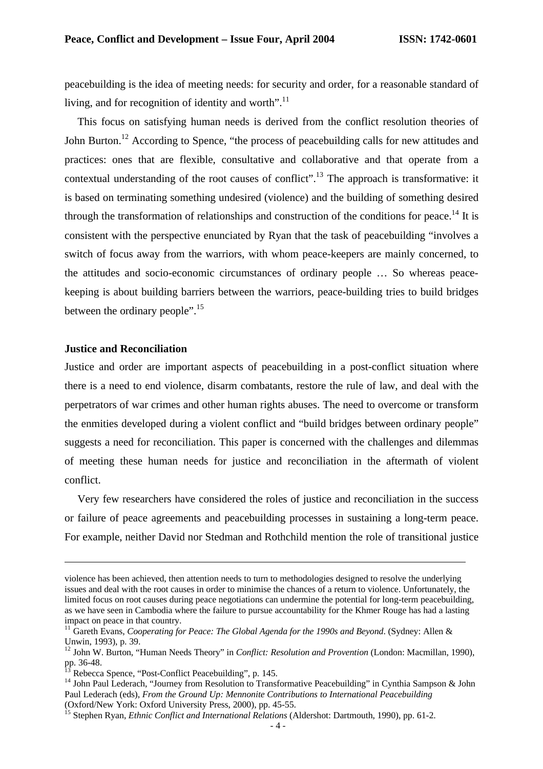peacebuilding is the idea of meeting needs: for security and order, for a reasonable standard of living, and for recognition of identity and worth".[11]

This focus on satisfying human needs is derived from the conflict resolution theories of John Burton.[12] According to Spence, "the process of peacebuilding calls for new attitudes and practices: ones that are flexible, consultative and collaborative and that operate from a contextual understanding of the root causes of conflict".[13] The approach is transformative: it is based on terminating something undesired (violence) and the building of something desired through the transformation of relationships and construction of the conditions for peace.[14] It is consistent with the perspective enunciated by Ryan that the task of peacebuilding "involves a switch of focus away from the warriors, with whom peace-keepers are mainly concerned, to the attitudes and socio-economic circumstances of ordinary people … So whereas peace-keeping is about building barriers between the warriors, peace-building tries to build bridges between the ordinary people".[15]

**Justice and Reconciliation**

Justice and order are important aspects of peacebuilding in a post-conflict situation where there is a need to end violence, disarm combatants, restore the rule of law, and deal with the perpetrators of war crimes and other human rights abuses. The need to overcome or transform the enmities developed during a violent conflict and "build bridges between ordinary people" suggests a need for reconciliation. This paper is concerned with the challenges and dilemmas of meeting these human needs for justice and reconciliation in the aftermath of violent conflict.

Very few researchers have considered the roles of justice and reconciliation in the success or failure of peace agreements and peacebuilding processes in sustaining a long-term peace. For example, neither David nor Stedman and Rothchild mention the role of transitional justice

---

violence has been achieved, then attention needs to turn to methodologies designed to resolve the underlying issues and deal with the root causes in order to minimise the chances of a return to violence. Unfortunately, the limited focus on root causes during peace negotiations can undermine the potential for long-term peacebuilding, as we have seen in Cambodia where the failure to pursue accountability for the Khmer Rouge has had a lasting impact on peace in that country.

[11] Gareth Evans, *Cooperating for Peace: The Global Agenda for the 1990s and Beyond*. (Sydney: Allen & Unwin, 1993), p. 39.

[12] John W. Burton, "Human Needs Theory" in *Conflict: Resolution and Provention* (London: Macmillan, 1990), pp. 36-48.

[13] Rebecca Spence, "Post-Conflict Peacebuilding", p. 145.

[14] John Paul Lederach, "Journey from Resolution to Transformative Peacebuilding" in Cynthia Sampson & John Paul Lederach (eds), *From the Ground Up: Mennonite Contributions to International Peacebuilding* (Oxford/New York: Oxford University Press, 2000), pp. 45-55.

[15] Stephen Ryan, *Ethnic Conflict and International Relations* (Aldershot: Dartmouth, 1990), pp. 61-2.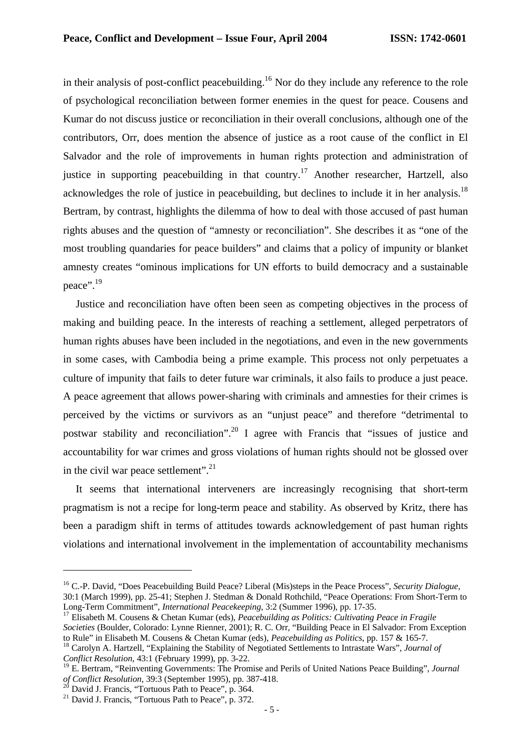in their analysis of post-conflict peacebuilding.[16] Nor do they include any reference to the role of psychological reconciliation between former enemies in the quest for peace. Cousens and Kumar do not discuss justice or reconciliation in their overall conclusions, although one of the contributors, Orr, does mention the absence of justice as a root cause of the conflict in El Salvador and the role of improvements in human rights protection and administration of justice in supporting peacebuilding in that country.[17] Another researcher, Hartzell, also acknowledges the role of justice in peacebuilding, but declines to include it in her analysis.[18] Bertram, by contrast, highlights the dilemma of how to deal with those accused of past human rights abuses and the question of "amnesty or reconciliation". She describes it as "one of the most troubling quandaries for peace builders" and claims that a policy of impunity or blanket amnesty creates "ominous implications for UN efforts to build democracy and a sustainable peace".[19]

Justice and reconciliation have often been seen as competing objectives in the process of making and building peace. In the interests of reaching a settlement, alleged perpetrators of human rights abuses have been included in the negotiations, and even in the new governments in some cases, with Cambodia being a prime example. This process not only perpetuates a culture of impunity that fails to deter future war criminals, it also fails to produce a just peace. A peace agreement that allows power-sharing with criminals and amnesties for their crimes is perceived by the victims or survivors as an "unjust peace" and therefore "detrimental to postwar stability and reconciliation".[20] I agree with Francis that "issues of justice and accountability for war crimes and gross violations of human rights should not be glossed over in the civil war peace settlement".[21]

It seems that international interveners are increasingly recognising that short-term pragmatism is not a recipe for long-term peace and stability. As observed by Kritz, there has been a paradigm shift in terms of attitudes towards acknowledgement of past human rights violations and international involvement in the implementation of accountability mechanisms

---

[16] C.-P. David, "Does Peacebuilding Build Peace? Liberal (Mis)steps in the Peace Process", *Security Dialogue*, 30:1 (March 1999), pp. 25-41; Stephen J. Stedman & Donald Rothchild, "Peace Operations: From Short-Term to Long-Term Commitment", *International Peacekeeping*, 3:2 (Summer 1996), pp. 17-35.

[17] Elisabeth M. Cousens & Chetan Kumar (eds), *Peacebuilding as Politics: Cultivating Peace in Fragile Societies* (Boulder, Colorado: Lynne Rienner, 2001); R. C. Orr, "Building Peace in El Salvador: From Exception to Rule" in Elisabeth M. Cousens & Chetan Kumar (eds), *Peacebuilding as Politics*, pp. 157 & 165-7.

[18] Carolyn A. Hartzell, "Explaining the Stability of Negotiated Settlements to Intrastate Wars", *Journal of Conflict Resolution*, 43:1 (February 1999), pp. 3-22.

[19] E. Bertram, "Reinventing Governments: The Promise and Perils of United Nations Peace Building", *Journal of Conflict Resolution*, 39:3 (September 1995), pp. 387-418.

[20] David J. Francis, "Tortuous Path to Peace", p. 364.

[21] David J. Francis, "Tortuous Path to Peace", p. 372.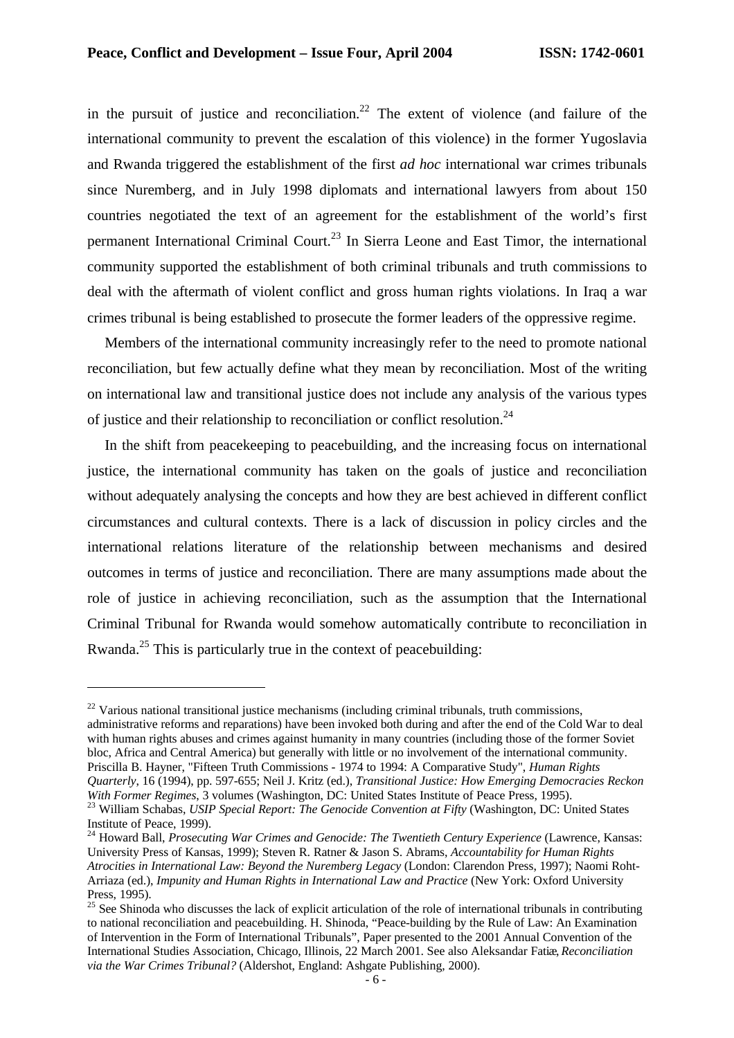in the pursuit of justice and reconciliation.[22] The extent of violence (and failure of the international community to prevent the escalation of this violence) in the former Yugoslavia and Rwanda triggered the establishment of the first *ad hoc* international war crimes tribunals since Nuremberg, and in July 1998 diplomats and international lawyers from about 150 countries negotiated the text of an agreement for the establishment of the world's first permanent International Criminal Court.[23] In Sierra Leone and East Timor, the international community supported the establishment of both criminal tribunals and truth commissions to deal with the aftermath of violent conflict and gross human rights violations. In Iraq a war crimes tribunal is being established to prosecute the former leaders of the oppressive regime.

Members of the international community increasingly refer to the need to promote national reconciliation, but few actually define what they mean by reconciliation. Most of the writing on international law and transitional justice does not include any analysis of the various types of justice and their relationship to reconciliation or conflict resolution.[24]

In the shift from peacekeeping to peacebuilding, and the increasing focus on international justice, the international community has taken on the goals of justice and reconciliation without adequately analysing the concepts and how they are best achieved in different conflict circumstances and cultural contexts. There is a lack of discussion in policy circles and the international relations literature of the relationship between mechanisms and desired outcomes in terms of justice and reconciliation. There are many assumptions made about the role of justice in achieving reconciliation, such as the assumption that the International Criminal Tribunal for Rwanda would somehow automatically contribute to reconciliation in Rwanda.[25] This is particularly true in the context of peacebuilding:

---

[22] Various national transitional justice mechanisms (including criminal tribunals, truth commissions, administrative reforms and reparations) have been invoked both during and after the end of the Cold War to deal with human rights abuses and crimes against humanity in many countries (including those of the former Soviet bloc, Africa and Central America) but generally with little or no involvement of the international community. Priscilla B. Hayner, "Fifteen Truth Commissions - 1974 to 1994: A Comparative Study", *Human Rights Quarterly*, 16 (1994), pp. 597-655; Neil J. Kritz (ed.), *Transitional Justice: How Emerging Democracies Reckon With Former Regimes*, 3 volumes (Washington, DC: United States Institute of Peace Press, 1995).

[23] William Schabas, *USIP Special Report: The Genocide Convention at Fifty* (Washington, DC: United States Institute of Peace, 1999).

[24] Howard Ball, *Prosecuting War Crimes and Genocide: The Twentieth Century Experience* (Lawrence, Kansas: University Press of Kansas, 1999); Steven R. Ratner & Jason S. Abrams, *Accountability for Human Rights Atrocities in International Law: Beyond the Nuremberg Legacy* (London: Clarendon Press, 1997); Naomi Roht-Arriaza (ed.), *Impunity and Human Rights in International Law and Practice* (New York: Oxford University Press, 1995).

[25] See Shinoda who discusses the lack of explicit articulation of the role of international tribunals in contributing to national reconciliation and peacebuilding. H. Shinoda, "Peace-building by the Rule of Law: An Examination of Intervention in the Form of International Tribunals", Paper presented to the 2001 Annual Convention of the International Studies Association, Chicago, Illinois, 22 March 2001. See also Aleksandar Fatiæ, *Reconciliation via the War Crimes Tribunal?* (Aldershot, England: Ashgate Publishing, 2000).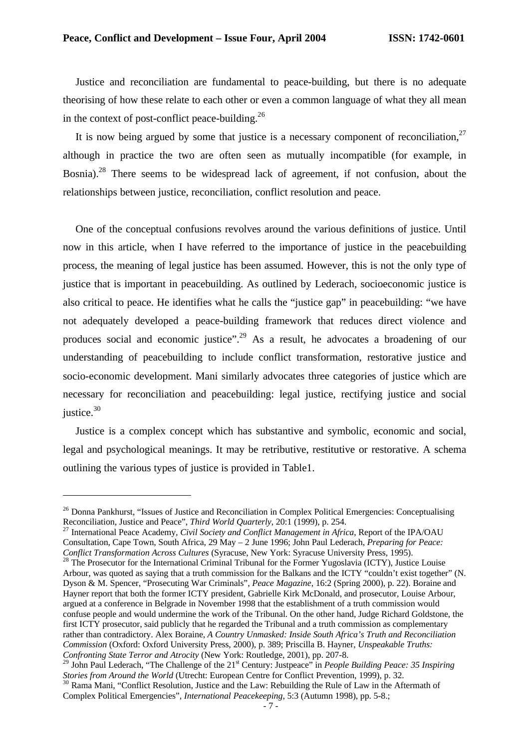Justice and reconciliation are fundamental to peace-building, but there is no adequate theorising of how these relate to each other or even a common language of what they all mean in the context of post-conflict peace-building.[26]

It is now being argued by some that justice is a necessary component of reconciliation,[27] although in practice the two are often seen as mutually incompatible (for example, in Bosnia).[28] There seems to be widespread lack of agreement, if not confusion, about the relationships between justice, reconciliation, conflict resolution and peace.

One of the conceptual confusions revolves around the various definitions of justice. Until now in this article, when I have referred to the importance of justice in the peacebuilding process, the meaning of legal justice has been assumed. However, this is not the only type of justice that is important in peacebuilding. As outlined by Lederach, socioeconomic justice is also critical to peace. He identifies what he calls the "justice gap" in peacebuilding: "we have not adequately developed a peace-building framework that reduces direct violence and produces social and economic justice".[29] As a result, he advocates a broadening of our understanding of peacebuilding to include conflict transformation, restorative justice and socio-economic development. Mani similarly advocates three categories of justice which are necessary for reconciliation and peacebuilding: legal justice, rectifying justice and social justice.[30]

Justice is a complex concept which has substantive and symbolic, economic and social, legal and psychological meanings. It may be retributive, restitutive or restorative. A schema outlining the various types of justice is provided in Table1.

---

[26] Donna Pankhurst, "Issues of Justice and Reconciliation in Complex Political Emergencies: Conceptualising Reconciliation, Justice and Peace", *Third World Quarterly*, 20:1 (1999), p. 254.

[27] International Peace Academy, *Civil Society and Conflict Management in Africa*, Report of the IPA/OAU Consultation, Cape Town, South Africa, 29 May – 2 June 1996; John Paul Lederach, *Preparing for Peace: Conflict Transformation Across Cultures* (Syracuse, New York: Syracuse University Press, 1995).

[28] The Prosecutor for the International Criminal Tribunal for the Former Yugoslavia (ICTY), Justice Louise Arbour, was quoted as saying that a truth commission for the Balkans and the ICTY "couldn't exist together" (N. Dyson & M. Spencer, "Prosecuting War Criminals", *Peace Magazine*, 16:2 (Spring 2000), p. 22). Boraine and Hayner report that both the former ICTY president, Gabrielle Kirk McDonald, and prosecutor, Louise Arbour, argued at a conference in Belgrade in November 1998 that the establishment of a truth commission would confuse people and would undermine the work of the Tribunal. On the other hand, Judge Richard Goldstone, the first ICTY prosecutor, said publicly that he regarded the Tribunal and a truth commission as complementary rather than contradictory. Alex Boraine, *A Country Unmasked: Inside South Africa's Truth and Reconciliation Commission* (Oxford: Oxford University Press, 2000), p. 389; Priscilla B. Hayner, *Unspeakable Truths: Confronting State Terror and Atrocity* (New York: Routledge, 2001), pp. 207-8.

[29] John Paul Lederach, "The Challenge of the 21st Century: Justpeace" in *People Building Peace: 35 Inspiring Stories from Around the World* (Utrecht: European Centre for Conflict Prevention, 1999), p. 32.

[30] Rama Mani, "Conflict Resolution, Justice and the Law: Rebuilding the Rule of Law in the Aftermath of Complex Political Emergencies", *International Peacekeeping*, 5:3 (Autumn 1998), pp. 5-8.;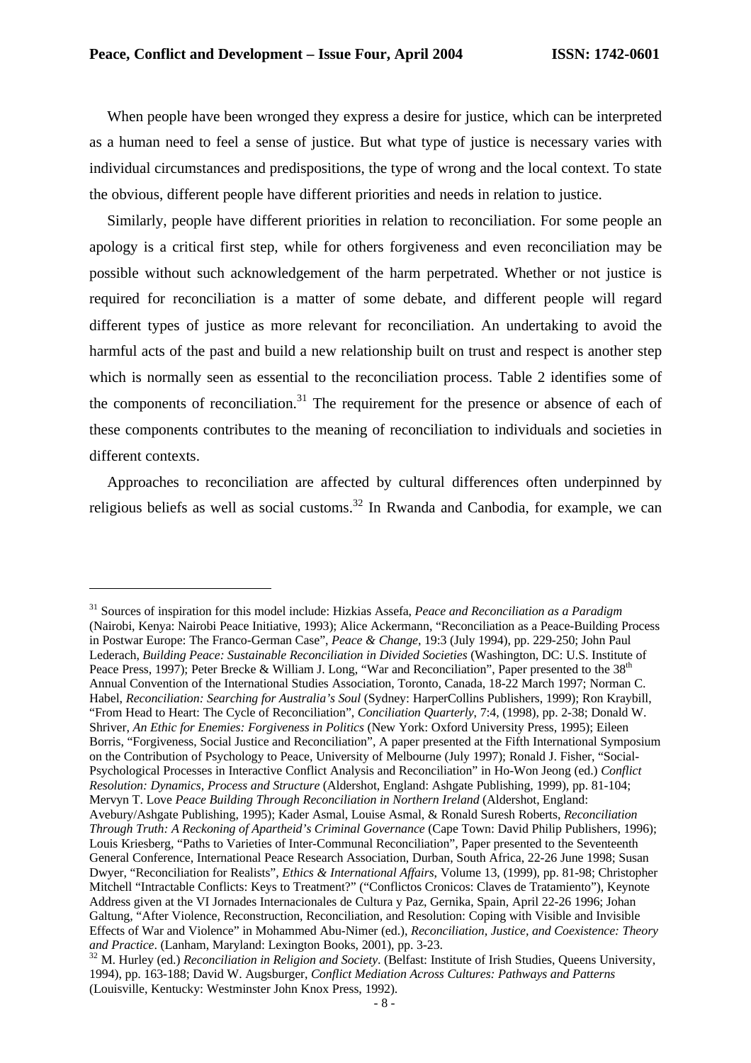When people have been wronged they express a desire for justice, which can be interpreted as a human need to feel a sense of justice. But what type of justice is necessary varies with individual circumstances and predispositions, the type of wrong and the local context. To state the obvious, different people have different priorities and needs in relation to justice.

Similarly, people have different priorities in relation to reconciliation. For some people an apology is a critical first step, while for others forgiveness and even reconciliation may be possible without such acknowledgement of the harm perpetrated. Whether or not justice is required for reconciliation is a matter of some debate, and different people will regard different types of justice as more relevant for reconciliation. An undertaking to avoid the harmful acts of the past and build a new relationship built on trust and respect is another step which is normally seen as essential to the reconciliation process. Table 2 identifies some of the components of reconciliation.[31] The requirement for the presence or absence of each of these components contributes to the meaning of reconciliation to individuals and societies in different contexts.

Approaches to reconciliation are affected by cultural differences often underpinned by religious beliefs as well as social customs.[32] In Rwanda and Canbodia, for example, we can

---

[31] Sources of inspiration for this model include: Hizkias Assefa, *Peace and Reconciliation as a Paradigm* (Nairobi, Kenya: Nairobi Peace Initiative, 1993); Alice Ackermann, "Reconciliation as a Peace-Building Process in Postwar Europe: The Franco-German Case", *Peace & Change*, 19:3 (July 1994), pp. 229-250; John Paul Lederach, *Building Peace: Sustainable Reconciliation in Divided Societies* (Washington, DC: U.S. Institute of Peace Press, 1997); Peter Brecke & William J. Long, "War and Reconciliation", Paper presented to the 38th Annual Convention of the International Studies Association, Toronto, Canada, 18-22 March 1997; Norman C. Habel, *Reconciliation: Searching for Australia's Soul* (Sydney: HarperCollins Publishers, 1999); Ron Kraybill, "From Head to Heart: The Cycle of Reconciliation", *Conciliation Quarterly*, 7:4, (1998), pp. 2-38; Donald W. Shriver, *An Ethic for Enemies: Forgiveness in Politics* (New York: Oxford University Press, 1995); Eileen Borris, "Forgiveness, Social Justice and Reconciliation", A paper presented at the Fifth International Symposium on the Contribution of Psychology to Peace, University of Melbourne (July 1997); Ronald J. Fisher, "Social-Psychological Processes in Interactive Conflict Analysis and Reconciliation" in Ho-Won Jeong (ed.) *Conflict Resolution: Dynamics, Process and Structure* (Aldershot, England: Ashgate Publishing, 1999), pp. 81-104; Mervyn T. Love *Peace Building Through Reconciliation in Northern Ireland* (Aldershot, England: Avebury/Ashgate Publishing, 1995); Kader Asmal, Louise Asmal, & Ronald Suresh Roberts, *Reconciliation Through Truth: A Reckoning of Apartheid's Criminal Governance* (Cape Town: David Philip Publishers, 1996); Louis Kriesberg, "Paths to Varieties of Inter-Communal Reconciliation", Paper presented to the Seventeenth General Conference, International Peace Research Association, Durban, South Africa, 22-26 June 1998; Susan Dwyer, "Reconciliation for Realists", *Ethics & International Affairs*, Volume 13, (1999), pp. 81-98; Christopher Mitchell "Intractable Conflicts: Keys to Treatment?" ("Conflictos Cronicos: Claves de Tratamiento"), Keynote Address given at the VI Jornades Internacionales de Cultura y Paz, Gernika, Spain, April 22-26 1996; Johan Galtung, "After Violence, Reconstruction, Reconciliation, and Resolution: Coping with Visible and Invisible Effects of War and Violence" in Mohammed Abu-Nimer (ed.), *Reconciliation, Justice, and Coexistence: Theory and Practice*. (Lanham, Maryland: Lexington Books, 2001), pp. 3-23.

[32] M. Hurley (ed.) *Reconciliation in Religion and Society*. (Belfast: Institute of Irish Studies, Queens University, 1994), pp. 163-188; David W. Augsburger, *Conflict Mediation Across Cultures: Pathways and Patterns* (Louisville, Kentucky: Westminster John Knox Press, 1992).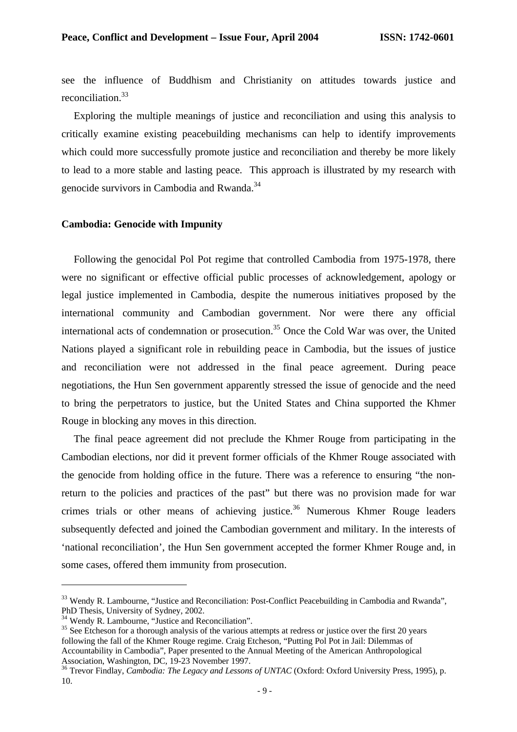see the influence of Buddhism and Christianity on attitudes towards justice and reconciliation.[33]

Exploring the multiple meanings of justice and reconciliation and using this analysis to critically examine existing peacebuilding mechanisms can help to identify improvements which could more successfully promote justice and reconciliation and thereby be more likely to lead to a more stable and lasting peace. This approach is illustrated by my research with genocide survivors in Cambodia and Rwanda.[34]

### Cambodia: Genocide with Impunity

Following the genocidal Pol Pot regime that controlled Cambodia from 1975-1978, there were no significant or effective official public processes of acknowledgement, apology or legal justice implemented in Cambodia, despite the numerous initiatives proposed by the international community and Cambodian government. Nor were there any official international acts of condemnation or prosecution.[35] Once the Cold War was over, the United Nations played a significant role in rebuilding peace in Cambodia, but the issues of justice and reconciliation were not addressed in the final peace agreement. During peace negotiations, the Hun Sen government apparently stressed the issue of genocide and the need to bring the perpetrators to justice, but the United States and China supported the Khmer Rouge in blocking any moves in this direction.

The final peace agreement did not preclude the Khmer Rouge from participating in the Cambodian elections, nor did it prevent former officials of the Khmer Rouge associated with the genocide from holding office in the future. There was a reference to ensuring "the non-return to the policies and practices of the past" but there was no provision made for war crimes trials or other means of achieving justice.[36] Numerous Khmer Rouge leaders subsequently defected and joined the Cambodian government and military. In the interests of 'national reconciliation', the Hun Sen government accepted the former Khmer Rouge and, in some cases, offered them immunity from prosecution.

---

[33] Wendy R. Lambourne, "Justice and Reconciliation: Post-Conflict Peacebuilding in Cambodia and Rwanda", PhD Thesis, University of Sydney, 2002.

[34] Wendy R. Lambourne, "Justice and Reconciliation".

[35] See Etcheson for a thorough analysis of the various attempts at redress or justice over the first 20 years following the fall of the Khmer Rouge regime. Craig Etcheson, "Putting Pol Pot in Jail: Dilemmas of Accountability in Cambodia", Paper presented to the Annual Meeting of the American Anthropological Association, Washington, DC, 19-23 November 1997.

[36] Trevor Findlay, *Cambodia: The Legacy and Lessons of UNTAC* (Oxford: Oxford University Press, 1995), p. 10.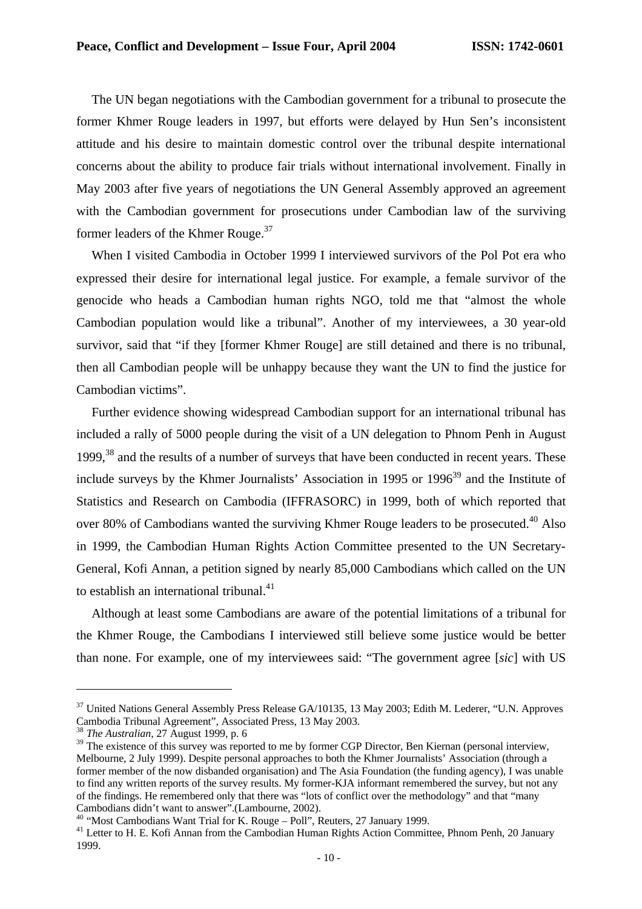The UN began negotiations with the Cambodian government for a tribunal to prosecute the former Khmer Rouge leaders in 1997, but efforts were delayed by Hun Sen's inconsistent attitude and his desire to maintain domestic control over the tribunal despite international concerns about the ability to produce fair trials without international involvement. Finally in May 2003 after five years of negotiations the UN General Assembly approved an agreement with the Cambodian government for prosecutions under Cambodian law of the surviving former leaders of the Khmer Rouge.[37]

When I visited Cambodia in October 1999 I interviewed survivors of the Pol Pot era who expressed their desire for international legal justice. For example, a female survivor of the genocide who heads a Cambodian human rights NGO, told me that "almost the whole Cambodian population would like a tribunal". Another of my interviewees, a 30 year-old survivor, said that "if they [former Khmer Rouge] are still detained and there is no tribunal, then all Cambodian people will be unhappy because they want the UN to find the justice for Cambodian victims".

Further evidence showing widespread Cambodian support for an international tribunal has included a rally of 5000 people during the visit of a UN delegation to Phnom Penh in August 1999,[38] and the results of a number of surveys that have been conducted in recent years. These include surveys by the Khmer Journalists' Association in 1995 or 1996[39] and the Institute of Statistics and Research on Cambodia (IFFRASORC) in 1999, both of which reported that over 80% of Cambodians wanted the surviving Khmer Rouge leaders to be prosecuted.[40] Also in 1999, the Cambodian Human Rights Action Committee presented to the UN Secretary-General, Kofi Annan, a petition signed by nearly 85,000 Cambodians which called on the UN to establish an international tribunal.[41]

Although at least some Cambodians are aware of the potential limitations of a tribunal for the Khmer Rouge, the Cambodians I interviewed still believe some justice would be better than none. For example, one of my interviewees said: "The government agree [*sic*] with US

---

[37] United Nations General Assembly Press Release GA/10135, 13 May 2003; Edith M. Lederer, "U.N. Approves Cambodia Tribunal Agreement", Associated Press, 13 May 2003.

[38] *The Australian*, 27 August 1999, p. 6

[39] The existence of this survey was reported to me by former CGP Director, Ben Kiernan (personal interview, Melbourne, 2 July 1999). Despite personal approaches to both the Khmer Journalists' Association (through a former member of the now disbanded organisation) and The Asia Foundation (the funding agency), I was unable to find any written reports of the survey results. My former-KJA informant remembered the survey, but not any of the findings. He remembered only that there was "lots of conflict over the methodology" and that "many Cambodians didn't want to answer".(Lambourne, 2002).

[40] "Most Cambodians Want Trial for K. Rouge – Poll", Reuters, 27 January 1999.

[41] Letter to H. E. Kofi Annan from the Cambodian Human Rights Action Committee, Phnom Penh, 20 January 1999.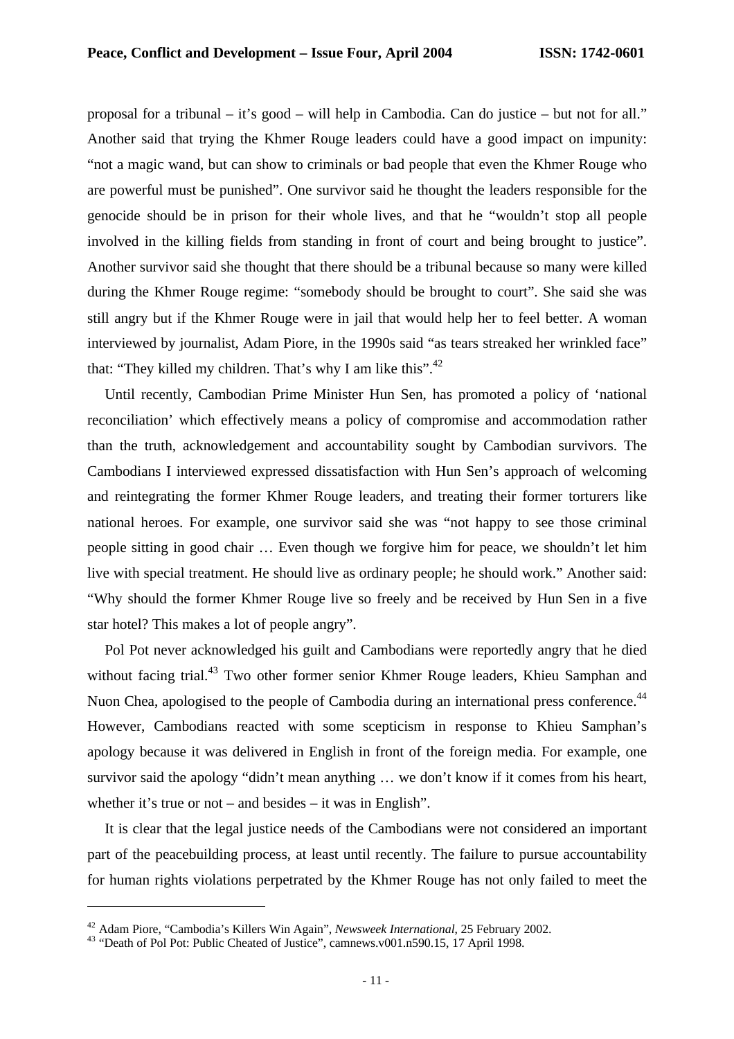proposal for a tribunal – it's good – will help in Cambodia. Can do justice – but not for all." Another said that trying the Khmer Rouge leaders could have a good impact on impunity: "not a magic wand, but can show to criminals or bad people that even the Khmer Rouge who are powerful must be punished". One survivor said he thought the leaders responsible for the genocide should be in prison for their whole lives, and that he "wouldn't stop all people involved in the killing fields from standing in front of court and being brought to justice". Another survivor said she thought that there should be a tribunal because so many were killed during the Khmer Rouge regime: "somebody should be brought to court". She said she was still angry but if the Khmer Rouge were in jail that would help her to feel better. A woman interviewed by journalist, Adam Piore, in the 1990s said "as tears streaked her wrinkled face" that: "They killed my children. That's why I am like this".[42]

Until recently, Cambodian Prime Minister Hun Sen, has promoted a policy of 'national reconciliation' which effectively means a policy of compromise and accommodation rather than the truth, acknowledgement and accountability sought by Cambodian survivors. The Cambodians I interviewed expressed dissatisfaction with Hun Sen's approach of welcoming and reintegrating the former Khmer Rouge leaders, and treating their former torturers like national heroes. For example, one survivor said she was "not happy to see those criminal people sitting in good chair … Even though we forgive him for peace, we shouldn't let him live with special treatment. He should live as ordinary people; he should work." Another said: "Why should the former Khmer Rouge live so freely and be received by Hun Sen in a five star hotel? This makes a lot of people angry".

Pol Pot never acknowledged his guilt and Cambodians were reportedly angry that he died without facing trial.[43] Two other former senior Khmer Rouge leaders, Khieu Samphan and Nuon Chea, apologised to the people of Cambodia during an international press conference.[44] However, Cambodians reacted with some scepticism in response to Khieu Samphan's apology because it was delivered in English in front of the foreign media. For example, one survivor said the apology "didn't mean anything … we don't know if it comes from his heart, whether it's true or not – and besides – it was in English".

It is clear that the legal justice needs of the Cambodians were not considered an important part of the peacebuilding process, at least until recently. The failure to pursue accountability for human rights violations perpetrated by the Khmer Rouge has not only failed to meet the

---

[42] Adam Piore, "Cambodia's Killers Win Again", *Newsweek International*, 25 February 2002.

[43] "Death of Pol Pot: Public Cheated of Justice", camnews.v001.n590.15, 17 April 1998.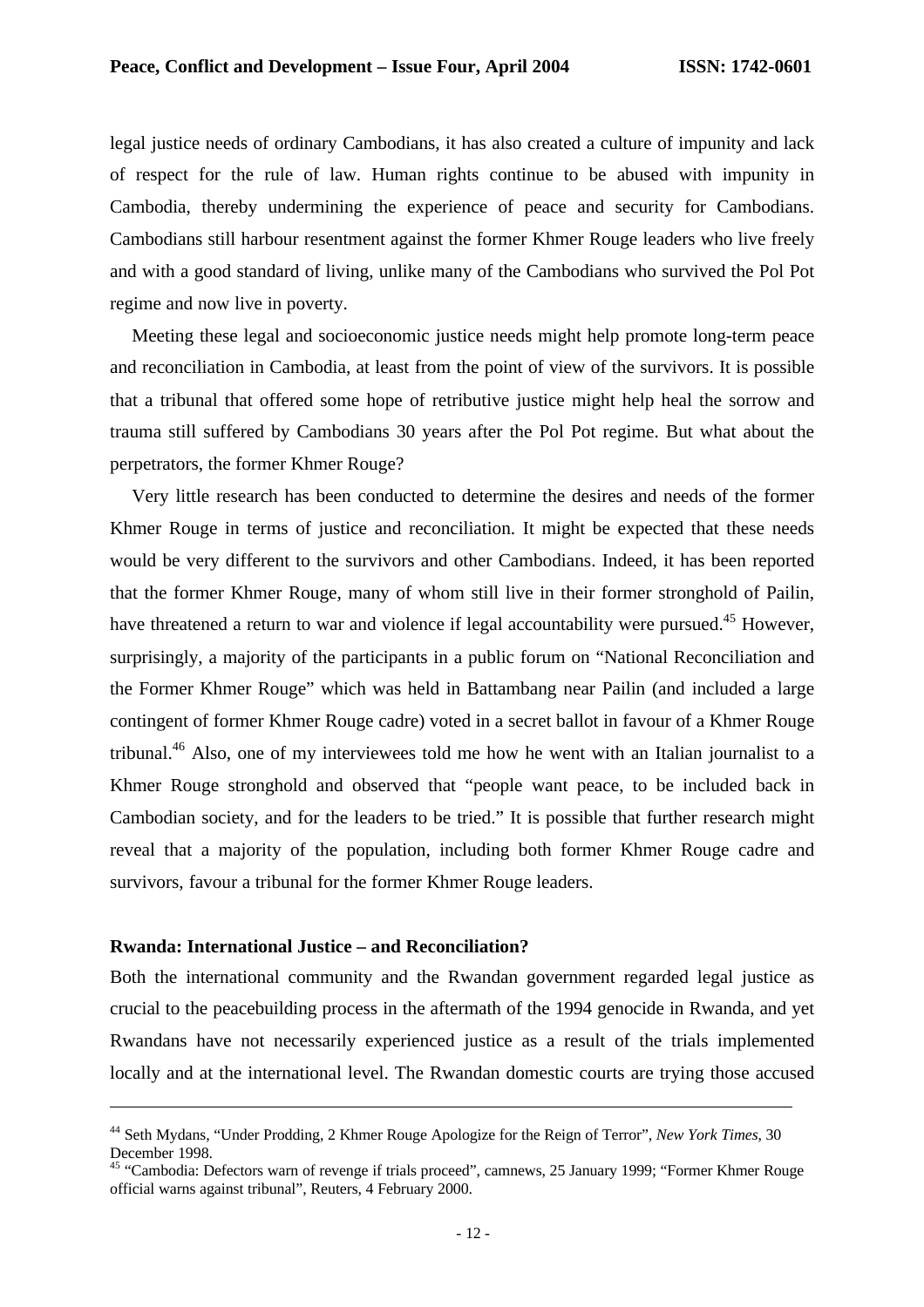legal justice needs of ordinary Cambodians, it has also created a culture of impunity and lack of respect for the rule of law. Human rights continue to be abused with impunity in Cambodia, thereby undermining the experience of peace and security for Cambodians. Cambodians still harbour resentment against the former Khmer Rouge leaders who live freely and with a good standard of living, unlike many of the Cambodians who survived the Pol Pot regime and now live in poverty.

Meeting these legal and socioeconomic justice needs might help promote long-term peace and reconciliation in Cambodia, at least from the point of view of the survivors. It is possible that a tribunal that offered some hope of retributive justice might help heal the sorrow and trauma still suffered by Cambodians 30 years after the Pol Pot regime. But what about the perpetrators, the former Khmer Rouge?

Very little research has been conducted to determine the desires and needs of the former Khmer Rouge in terms of justice and reconciliation. It might be expected that these needs would be very different to the survivors and other Cambodians. Indeed, it has been reported that the former Khmer Rouge, many of whom still live in their former stronghold of Pailin, have threatened a return to war and violence if legal accountability were pursued.[45] However, surprisingly, a majority of the participants in a public forum on "National Reconciliation and the Former Khmer Rouge" which was held in Battambang near Pailin (and included a large contingent of former Khmer Rouge cadre) voted in a secret ballot in favour of a Khmer Rouge tribunal.[46] Also, one of my interviewees told me how he went with an Italian journalist to a Khmer Rouge stronghold and observed that "people want peace, to be included back in Cambodian society, and for the leaders to be tried." It is possible that further research might reveal that a majority of the population, including both former Khmer Rouge cadre and survivors, favour a tribunal for the former Khmer Rouge leaders.

**Rwanda: International Justice – and Reconciliation?**

Both the international community and the Rwandan government regarded legal justice as crucial to the peacebuilding process in the aftermath of the 1994 genocide in Rwanda, and yet Rwandans have not necessarily experienced justice as a result of the trials implemented locally and at the international level. The Rwandan domestic courts are trying those accused

---

[44] Seth Mydans, "Under Prodding, 2 Khmer Rouge Apologize for the Reign of Terror", *New York Times*, 30 December 1998.

[45] "Cambodia: Defectors warn of revenge if trials proceed", camnews, 25 January 1999; "Former Khmer Rouge official warns against tribunal", Reuters, 4 February 2000.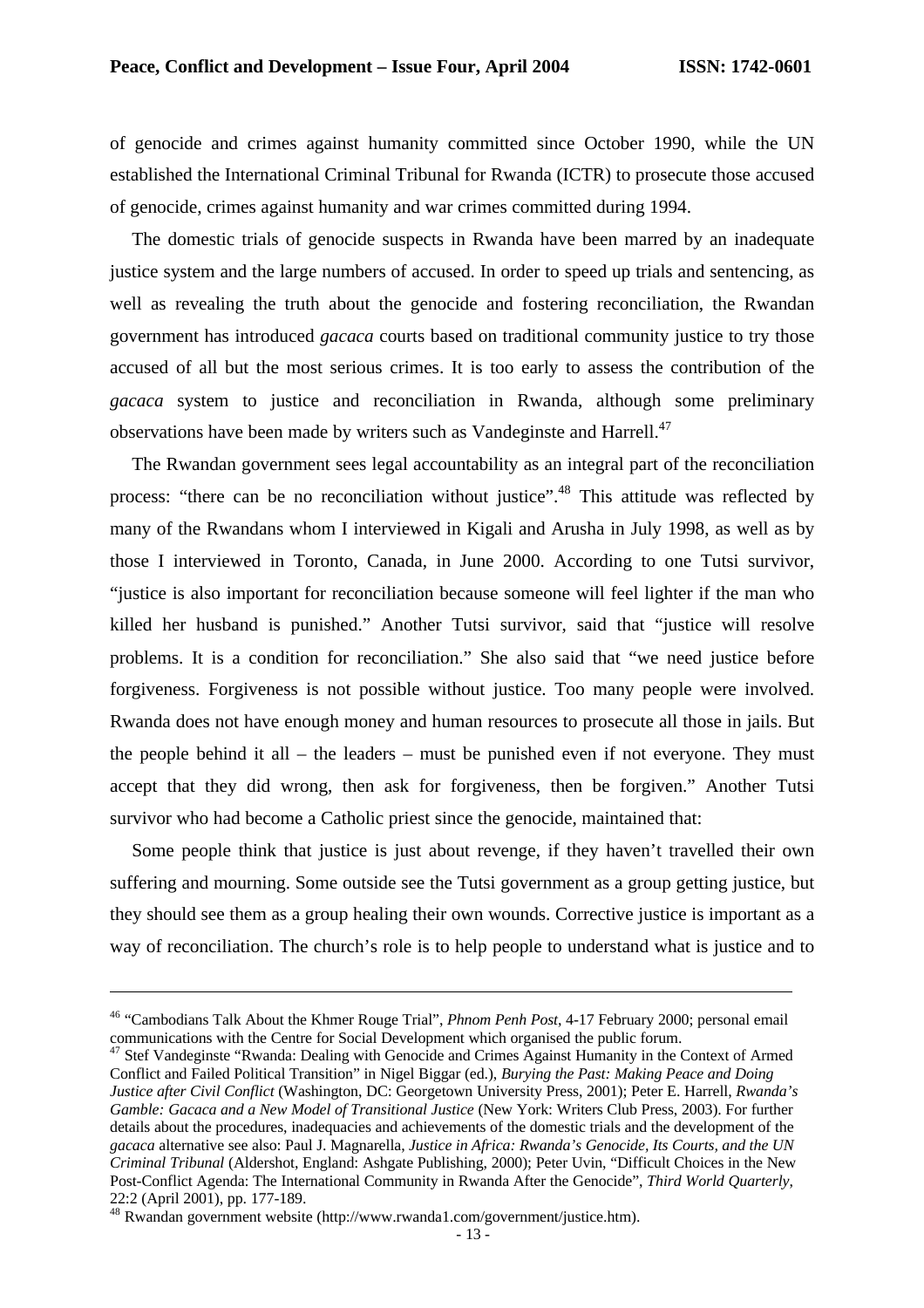of genocide and crimes against humanity committed since October 1990, while the UN established the International Criminal Tribunal for Rwanda (ICTR) to prosecute those accused of genocide, crimes against humanity and war crimes committed during 1994.

The domestic trials of genocide suspects in Rwanda have been marred by an inadequate justice system and the large numbers of accused. In order to speed up trials and sentencing, as well as revealing the truth about the genocide and fostering reconciliation, the Rwandan government has introduced *gacaca* courts based on traditional community justice to try those accused of all but the most serious crimes. It is too early to assess the contribution of the *gacaca* system to justice and reconciliation in Rwanda, although some preliminary observations have been made by writers such as Vandeginste and Harrell.[47]

The Rwandan government sees legal accountability as an integral part of the reconciliation process: "there can be no reconciliation without justice".[48] This attitude was reflected by many of the Rwandans whom I interviewed in Kigali and Arusha in July 1998, as well as by those I interviewed in Toronto, Canada, in June 2000. According to one Tutsi survivor, "justice is also important for reconciliation because someone will feel lighter if the man who killed her husband is punished." Another Tutsi survivor, said that "justice will resolve problems. It is a condition for reconciliation." She also said that "we need justice before forgiveness. Forgiveness is not possible without justice. Too many people were involved. Rwanda does not have enough money and human resources to prosecute all those in jails. But the people behind it all – the leaders – must be punished even if not everyone. They must accept that they did wrong, then ask for forgiveness, then be forgiven." Another Tutsi survivor who had become a Catholic priest since the genocide, maintained that:

Some people think that justice is just about revenge, if they haven't travelled their own suffering and mourning. Some outside see the Tutsi government as a group getting justice, but they should see them as a group healing their own wounds. Corrective justice is important as a way of reconciliation. The church's role is to help people to understand what is justice and to

---

[46] "Cambodians Talk About the Khmer Rouge Trial", *Phnom Penh Post*, 4-17 February 2000; personal email communications with the Centre for Social Development which organised the public forum.

[47] Stef Vandeginste "Rwanda: Dealing with Genocide and Crimes Against Humanity in the Context of Armed Conflict and Failed Political Transition" in Nigel Biggar (ed.), *Burying the Past: Making Peace and Doing Justice after Civil Conflict* (Washington, DC: Georgetown University Press, 2001); Peter E. Harrell, *Rwanda's Gamble: Gacaca and a New Model of Transitional Justice* (New York: Writers Club Press, 2003). For further details about the procedures, inadequacies and achievements of the domestic trials and the development of the *gacaca* alternative see also: Paul J. Magnarella, *Justice in Africa: Rwanda's Genocide, Its Courts, and the UN Criminal Tribunal* (Aldershot, England: Ashgate Publishing, 2000); Peter Uvin, "Difficult Choices in the New Post-Conflict Agenda: The International Community in Rwanda After the Genocide", *Third World Quarterly*, 22:2 (April 2001), pp. 177-189.

[48] Rwandan government website (http://www.rwanda1.com/government/justice.htm).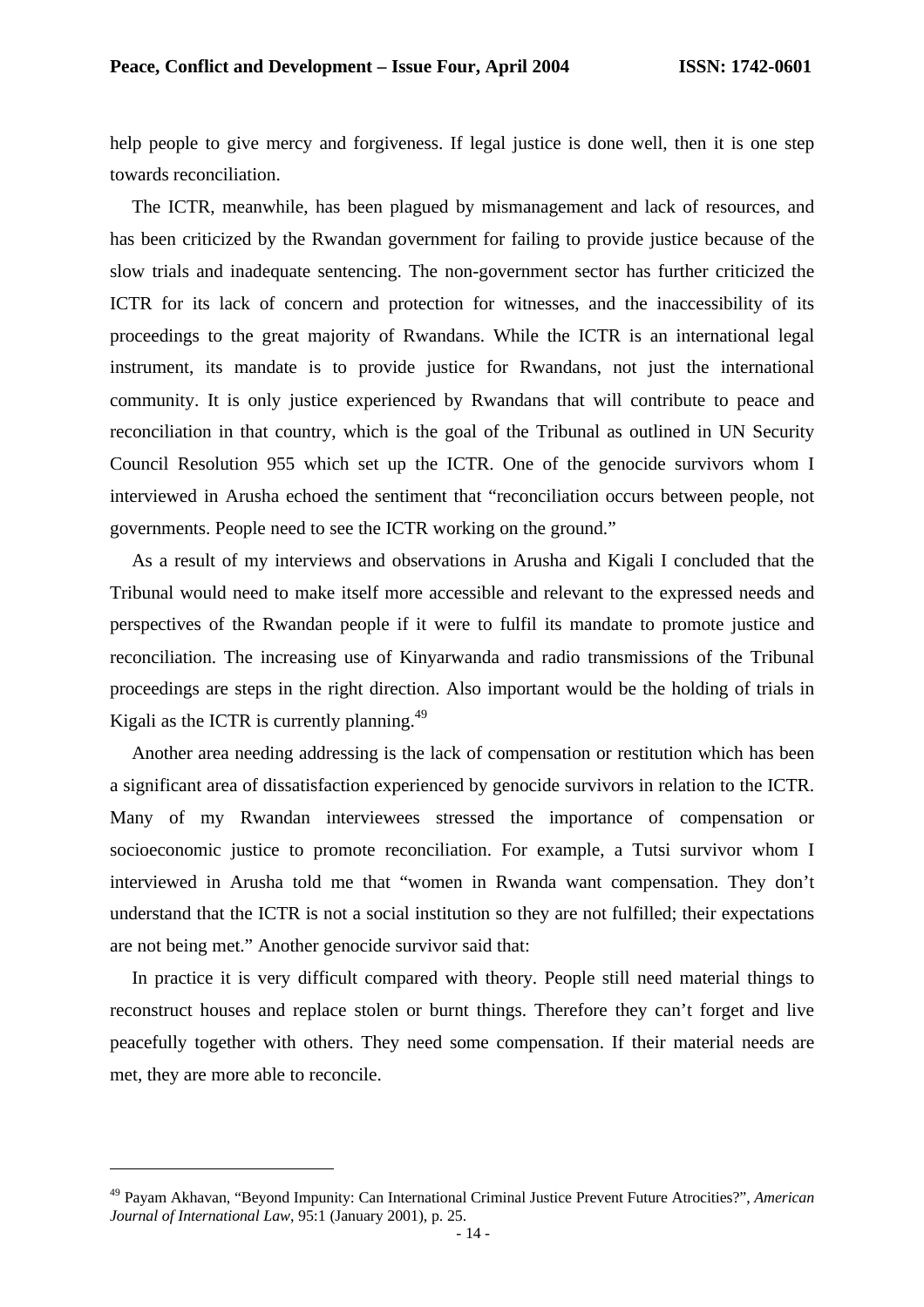help people to give mercy and forgiveness. If legal justice is done well, then it is one step towards reconciliation.

The ICTR, meanwhile, has been plagued by mismanagement and lack of resources, and has been criticized by the Rwandan government for failing to provide justice because of the slow trials and inadequate sentencing. The non-government sector has further criticized the ICTR for its lack of concern and protection for witnesses, and the inaccessibility of its proceedings to the great majority of Rwandans. While the ICTR is an international legal instrument, its mandate is to provide justice for Rwandans, not just the international community. It is only justice experienced by Rwandans that will contribute to peace and reconciliation in that country, which is the goal of the Tribunal as outlined in UN Security Council Resolution 955 which set up the ICTR. One of the genocide survivors whom I interviewed in Arusha echoed the sentiment that "reconciliation occurs between people, not governments. People need to see the ICTR working on the ground."

As a result of my interviews and observations in Arusha and Kigali I concluded that the Tribunal would need to make itself more accessible and relevant to the expressed needs and perspectives of the Rwandan people if it were to fulfil its mandate to promote justice and reconciliation. The increasing use of Kinyarwanda and radio transmissions of the Tribunal proceedings are steps in the right direction. Also important would be the holding of trials in Kigali as the ICTR is currently planning.[49]

Another area needing addressing is the lack of compensation or restitution which has been a significant area of dissatisfaction experienced by genocide survivors in relation to the ICTR. Many of my Rwandan interviewees stressed the importance of compensation or socioeconomic justice to promote reconciliation. For example, a Tutsi survivor whom I interviewed in Arusha told me that "women in Rwanda want compensation. They don't understand that the ICTR is not a social institution so they are not fulfilled; their expectations are not being met." Another genocide survivor said that:

In practice it is very difficult compared with theory. People still need material things to reconstruct houses and replace stolen or burnt things. Therefore they can't forget and live peacefully together with others. They need some compensation. If their material needs are met, they are more able to reconcile.

---

[49] Payam Akhavan, "Beyond Impunity: Can International Criminal Justice Prevent Future Atrocities?", *American Journal of International Law*, 95:1 (January 2001), p. 25.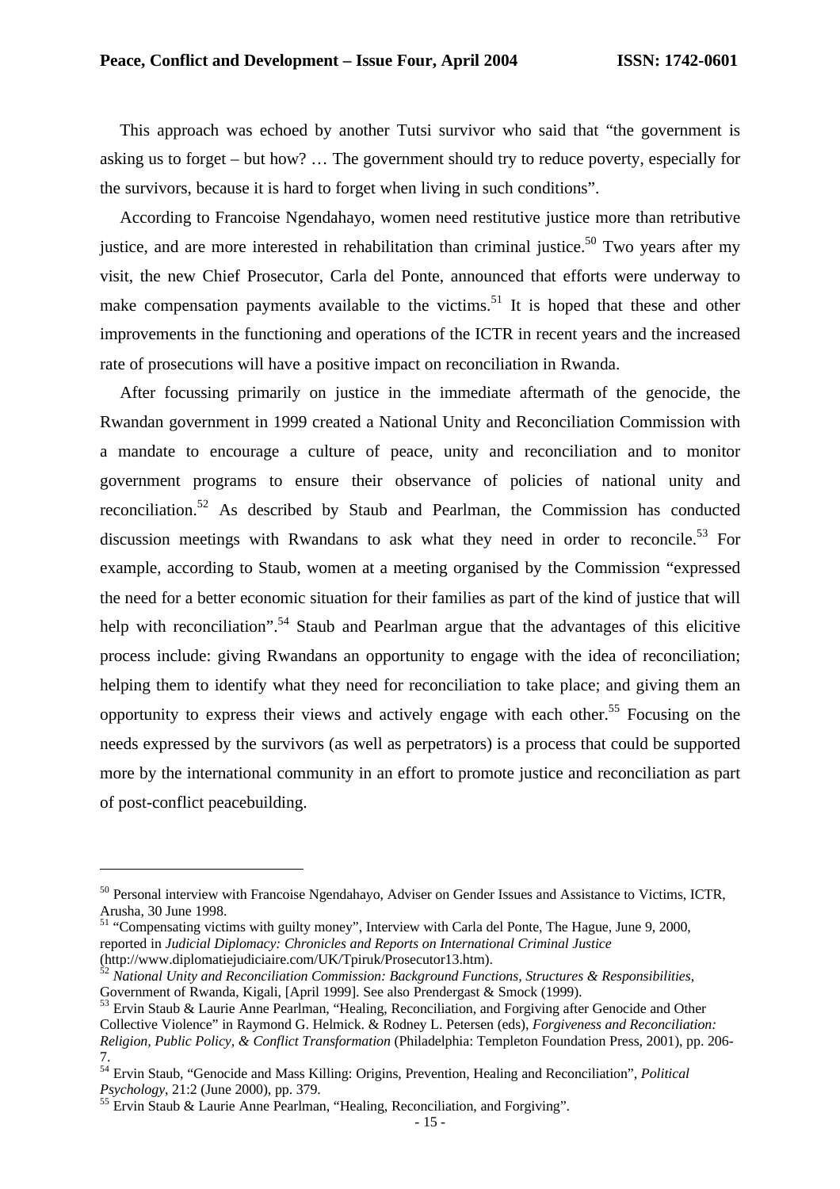This approach was echoed by another Tutsi survivor who said that "the government is asking us to forget – but how? … The government should try to reduce poverty, especially for the survivors, because it is hard to forget when living in such conditions".

According to Francoise Ngendahayo, women need restitutive justice more than retributive justice, and are more interested in rehabilitation than criminal justice.[50] Two years after my visit, the new Chief Prosecutor, Carla del Ponte, announced that efforts were underway to make compensation payments available to the victims.[51] It is hoped that these and other improvements in the functioning and operations of the ICTR in recent years and the increased rate of prosecutions will have a positive impact on reconciliation in Rwanda.

After focussing primarily on justice in the immediate aftermath of the genocide, the Rwandan government in 1999 created a National Unity and Reconciliation Commission with a mandate to encourage a culture of peace, unity and reconciliation and to monitor government programs to ensure their observance of policies of national unity and reconciliation.[52] As described by Staub and Pearlman, the Commission has conducted discussion meetings with Rwandans to ask what they need in order to reconcile.[53] For example, according to Staub, women at a meeting organised by the Commission "expressed the need for a better economic situation for their families as part of the kind of justice that will help with reconciliation".[54] Staub and Pearlman argue that the advantages of this elicitive process include: giving Rwandans an opportunity to engage with the idea of reconciliation; helping them to identify what they need for reconciliation to take place; and giving them an opportunity to express their views and actively engage with each other.[55] Focusing on the needs expressed by the survivors (as well as perpetrators) is a process that could be supported more by the international community in an effort to promote justice and reconciliation as part of post-conflict peacebuilding.

---

[50] Personal interview with Francoise Ngendahayo, Adviser on Gender Issues and Assistance to Victims, ICTR, Arusha, 30 June 1998.

[51] "Compensating victims with guilty money", Interview with Carla del Ponte, The Hague, June 9, 2000, reported in *Judicial Diplomacy: Chronicles and Reports on International Criminal Justice* (http://www.diplomatiejudiciaire.com/UK/Tpiruk/Prosecutor13.htm).

[52] *National Unity and Reconciliation Commission: Background Functions, Structures & Responsibilities*, Government of Rwanda, Kigali, [April 1999]. See also Prendergast & Smock (1999).

[53] Ervin Staub & Laurie Anne Pearlman, "Healing, Reconciliation, and Forgiving after Genocide and Other Collective Violence" in Raymond G. Helmick. & Rodney L. Petersen (eds), *Forgiveness and Reconciliation: Religion, Public Policy, & Conflict Transformation* (Philadelphia: Templeton Foundation Press, 2001), pp. 206-7.

[54] Ervin Staub, "Genocide and Mass Killing: Origins, Prevention, Healing and Reconciliation", *Political Psychology*, 21:2 (June 2000), pp. 379.

[55] Ervin Staub & Laurie Anne Pearlman, "Healing, Reconciliation, and Forgiving".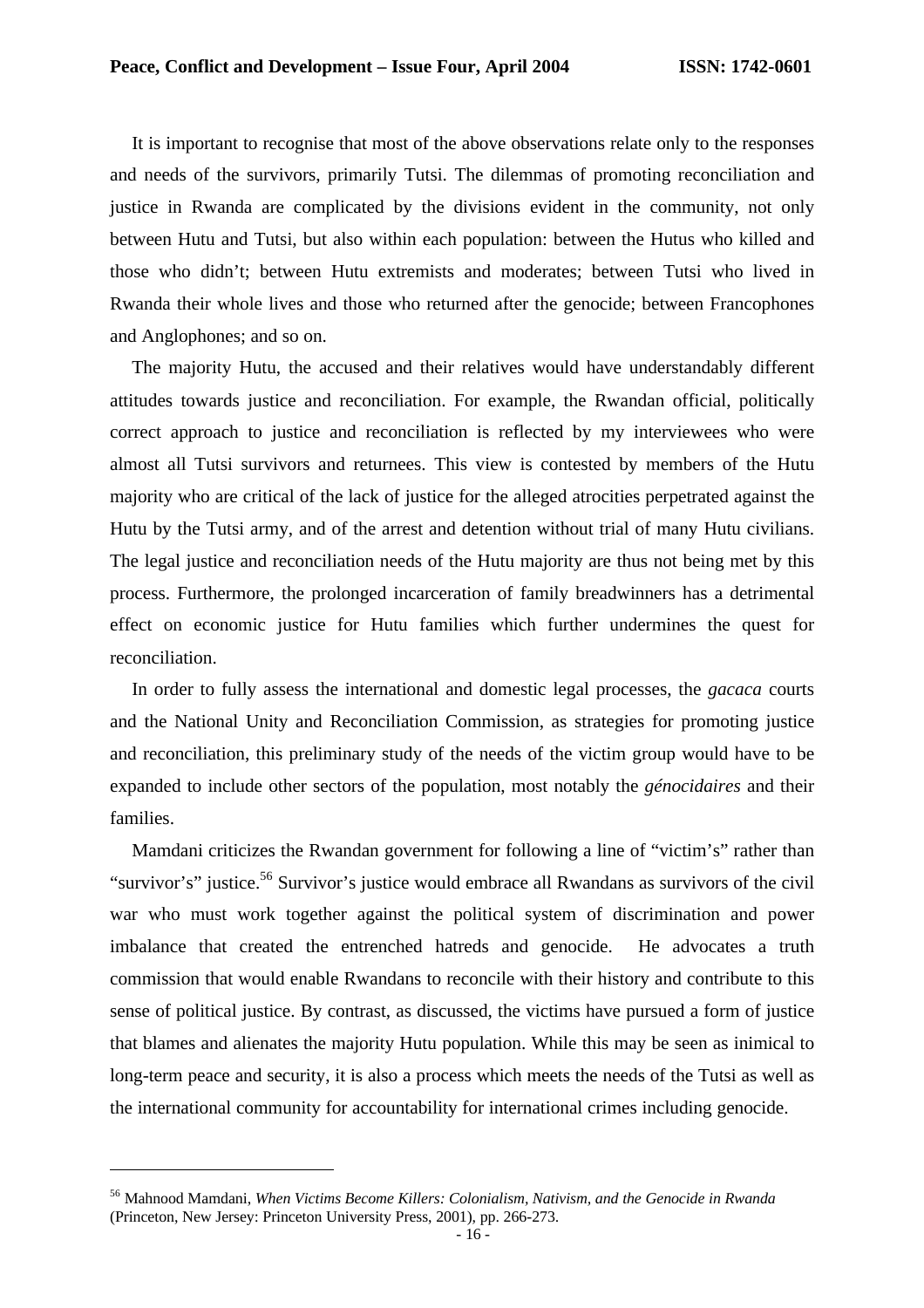It is important to recognise that most of the above observations relate only to the responses and needs of the survivors, primarily Tutsi. The dilemmas of promoting reconciliation and justice in Rwanda are complicated by the divisions evident in the community, not only between Hutu and Tutsi, but also within each population: between the Hutus who killed and those who didn't; between Hutu extremists and moderates; between Tutsi who lived in Rwanda their whole lives and those who returned after the genocide; between Francophones and Anglophones; and so on.

The majority Hutu, the accused and their relatives would have understandably different attitudes towards justice and reconciliation. For example, the Rwandan official, politically correct approach to justice and reconciliation is reflected by my interviewees who were almost all Tutsi survivors and returnees. This view is contested by members of the Hutu majority who are critical of the lack of justice for the alleged atrocities perpetrated against the Hutu by the Tutsi army, and of the arrest and detention without trial of many Hutu civilians. The legal justice and reconciliation needs of the Hutu majority are thus not being met by this process. Furthermore, the prolonged incarceration of family breadwinners has a detrimental effect on economic justice for Hutu families which further undermines the quest for reconciliation.

In order to fully assess the international and domestic legal processes, the *gacaca* courts and the National Unity and Reconciliation Commission, as strategies for promoting justice and reconciliation, this preliminary study of the needs of the victim group would have to be expanded to include other sectors of the population, most notably the *génocidaires* and their families.

Mamdani criticizes the Rwandan government for following a line of "victim's" rather than "survivor's" justice.[56] Survivor's justice would embrace all Rwandans as survivors of the civil war who must work together against the political system of discrimination and power imbalance that created the entrenched hatreds and genocide. He advocates a truth commission that would enable Rwandans to reconcile with their history and contribute to this sense of political justice. By contrast, as discussed, the victims have pursued a form of justice that blames and alienates the majority Hutu population. While this may be seen as inimical to long-term peace and security, it is also a process which meets the needs of the Tutsi as well as the international community for accountability for international crimes including genocide.

---

[56] Mahnood Mamdani, *When Victims Become Killers: Colonialism, Nativism, and the Genocide in Rwanda* (Princeton, New Jersey: Princeton University Press, 2001), pp. 266-273.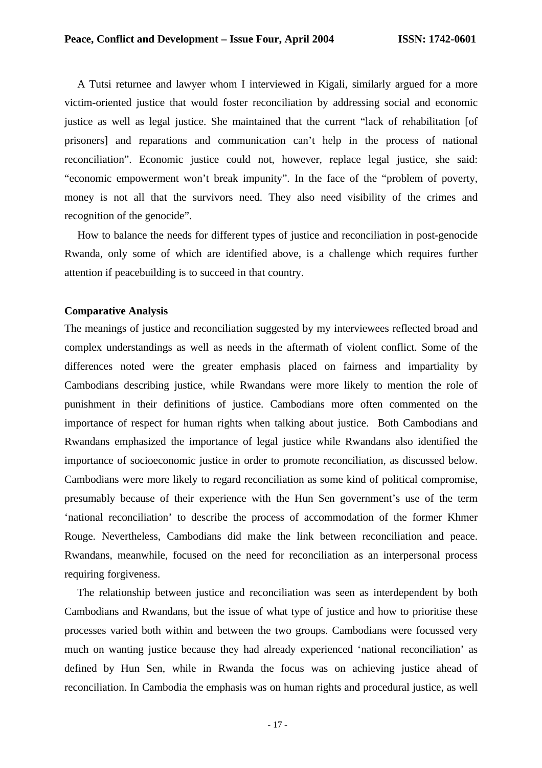A Tutsi returnee and lawyer whom I interviewed in Kigali, similarly argued for a more victim-oriented justice that would foster reconciliation by addressing social and economic justice as well as legal justice. She maintained that the current "lack of rehabilitation [of prisoners] and reparations and communication can't help in the process of national reconciliation". Economic justice could not, however, replace legal justice, she said: "economic empowerment won't break impunity". In the face of the "problem of poverty, money is not all that the survivors need. They also need visibility of the crimes and recognition of the genocide".

How to balance the needs for different types of justice and reconciliation in post-genocide Rwanda, only some of which are identified above, is a challenge which requires further attention if peacebuilding is to succeed in that country.

**Comparative Analysis**

The meanings of justice and reconciliation suggested by my interviewees reflected broad and complex understandings as well as needs in the aftermath of violent conflict. Some of the differences noted were the greater emphasis placed on fairness and impartiality by Cambodians describing justice, while Rwandans were more likely to mention the role of punishment in their definitions of justice. Cambodians more often commented on the importance of respect for human rights when talking about justice. Both Cambodians and Rwandans emphasized the importance of legal justice while Rwandans also identified the importance of socioeconomic justice in order to promote reconciliation, as discussed below. Cambodians were more likely to regard reconciliation as some kind of political compromise, presumably because of their experience with the Hun Sen government's use of the term 'national reconciliation' to describe the process of accommodation of the former Khmer Rouge. Nevertheless, Cambodians did make the link between reconciliation and peace. Rwandans, meanwhile, focused on the need for reconciliation as an interpersonal process requiring forgiveness.

The relationship between justice and reconciliation was seen as interdependent by both Cambodians and Rwandans, but the issue of what type of justice and how to prioritise these processes varied both within and between the two groups. Cambodians were focussed very much on wanting justice because they had already experienced 'national reconciliation' as defined by Hun Sen, while in Rwanda the focus was on achieving justice ahead of reconciliation. In Cambodia the emphasis was on human rights and procedural justice, as well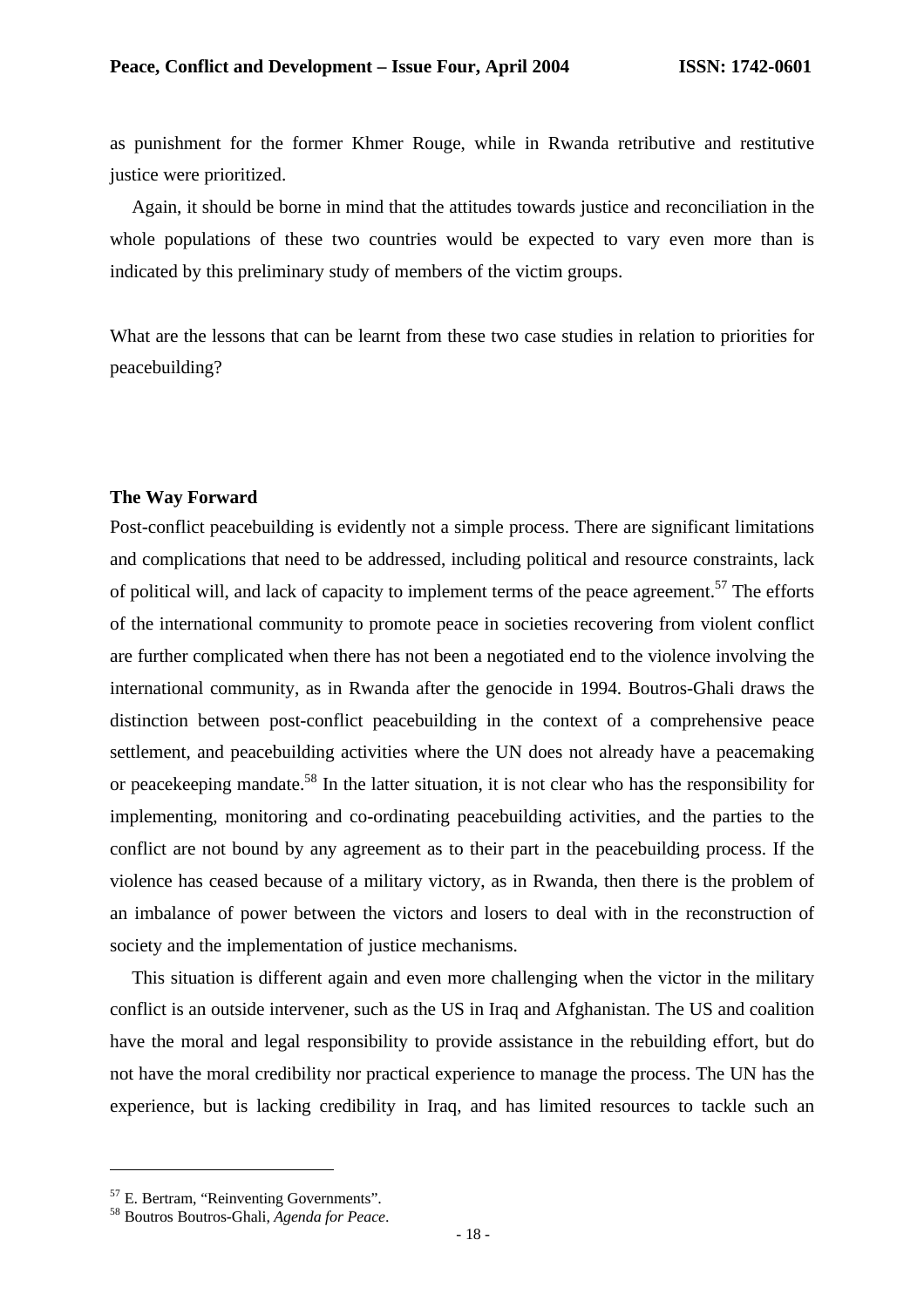as punishment for the former Khmer Rouge, while in Rwanda retributive and restitutive justice were prioritized.

Again, it should be borne in mind that the attitudes towards justice and reconciliation in the whole populations of these two countries would be expected to vary even more than is indicated by this preliminary study of members of the victim groups.

What are the lessons that can be learnt from these two case studies in relation to priorities for peacebuilding?

## The Way Forward

Post-conflict peacebuilding is evidently not a simple process. There are significant limitations and complications that need to be addressed, including political and resource constraints, lack of political will, and lack of capacity to implement terms of the peace agreement.[57] The efforts of the international community to promote peace in societies recovering from violent conflict are further complicated when there has not been a negotiated end to the violence involving the international community, as in Rwanda after the genocide in 1994. Boutros-Ghali draws the distinction between post-conflict peacebuilding in the context of a comprehensive peace settlement, and peacebuilding activities where the UN does not already have a peacemaking or peacekeeping mandate.[58] In the latter situation, it is not clear who has the responsibility for implementing, monitoring and co-ordinating peacebuilding activities, and the parties to the conflict are not bound by any agreement as to their part in the peacebuilding process. If the violence has ceased because of a military victory, as in Rwanda, then there is the problem of an imbalance of power between the victors and losers to deal with in the reconstruction of society and the implementation of justice mechanisms.

This situation is different again and even more challenging when the victor in the military conflict is an outside intervener, such as the US in Iraq and Afghanistan. The US and coalition have the moral and legal responsibility to provide assistance in the rebuilding effort, but do not have the moral credibility nor practical experience to manage the process. The UN has the experience, but is lacking credibility in Iraq, and has limited resources to tackle such an

---

[57] E. Bertram, "Reinventing Governments".

[58] Boutros Boutros-Ghali, *Agenda for Peace*.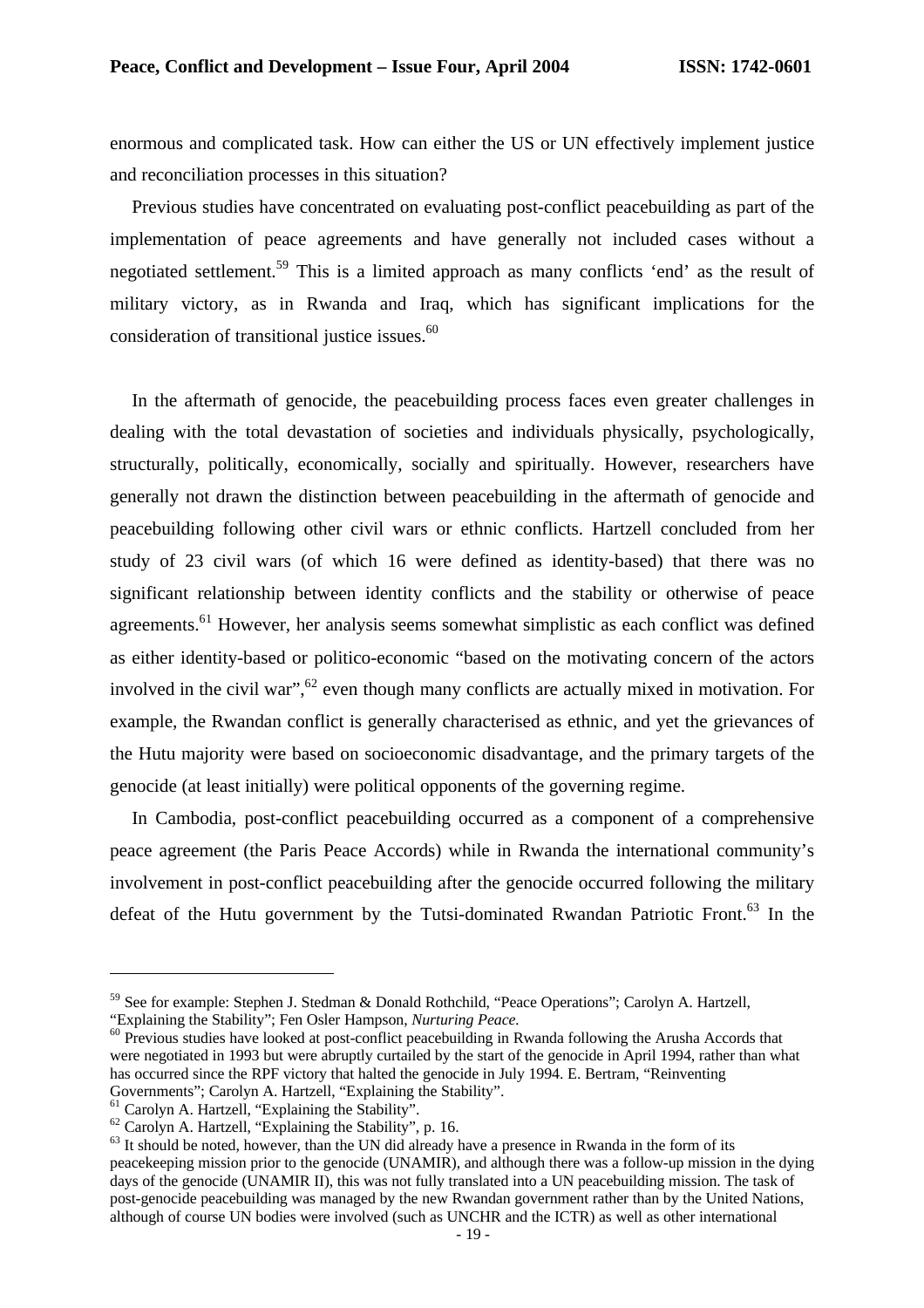enormous and complicated task. How can either the US or UN effectively implement justice and reconciliation processes in this situation?

Previous studies have concentrated on evaluating post-conflict peacebuilding as part of the implementation of peace agreements and have generally not included cases without a negotiated settlement.[59] This is a limited approach as many conflicts 'end' as the result of military victory, as in Rwanda and Iraq, which has significant implications for the consideration of transitional justice issues.[60]

In the aftermath of genocide, the peacebuilding process faces even greater challenges in dealing with the total devastation of societies and individuals physically, psychologically, structurally, politically, economically, socially and spiritually. However, researchers have generally not drawn the distinction between peacebuilding in the aftermath of genocide and peacebuilding following other civil wars or ethnic conflicts. Hartzell concluded from her study of 23 civil wars (of which 16 were defined as identity-based) that there was no significant relationship between identity conflicts and the stability or otherwise of peace agreements.[61] However, her analysis seems somewhat simplistic as each conflict was defined as either identity-based or politico-economic "based on the motivating concern of the actors involved in the civil war",[62] even though many conflicts are actually mixed in motivation. For example, the Rwandan conflict is generally characterised as ethnic, and yet the grievances of the Hutu majority were based on socioeconomic disadvantage, and the primary targets of the genocide (at least initially) were political opponents of the governing regime.

In Cambodia, post-conflict peacebuilding occurred as a component of a comprehensive peace agreement (the Paris Peace Accords) while in Rwanda the international community's involvement in post-conflict peacebuilding after the genocide occurred following the military defeat of the Hutu government by the Tutsi-dominated Rwandan Patriotic Front.[63] In the

---

[59] See for example: Stephen J. Stedman & Donald Rothchild, "Peace Operations"; Carolyn A. Hartzell, "Explaining the Stability"; Fen Osler Hampson, *Nurturing Peace.*

[60] Previous studies have looked at post-conflict peacebuilding in Rwanda following the Arusha Accords that were negotiated in 1993 but were abruptly curtailed by the start of the genocide in April 1994, rather than what has occurred since the RPF victory that halted the genocide in July 1994. E. Bertram, "Reinventing Governments"; Carolyn A. Hartzell, "Explaining the Stability".

[61] Carolyn A. Hartzell, "Explaining the Stability".

[62] Carolyn A. Hartzell, "Explaining the Stability", p. 16.

[63] It should be noted, however, than the UN did already have a presence in Rwanda in the form of its peacekeeping mission prior to the genocide (UNAMIR), and although there was a follow-up mission in the dying days of the genocide (UNAMIR II), this was not fully translated into a UN peacebuilding mission. The task of post-genocide peacebuilding was managed by the new Rwandan government rather than by the United Nations, although of course UN bodies were involved (such as UNCHR and the ICTR) as well as other international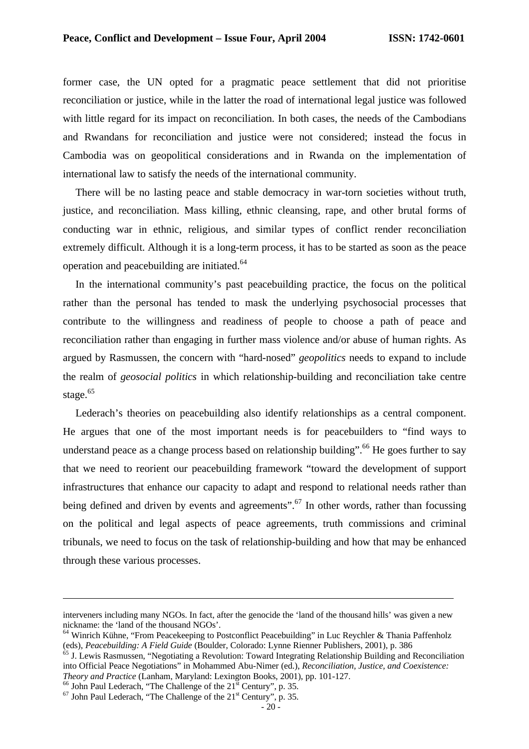former case, the UN opted for a pragmatic peace settlement that did not prioritise reconciliation or justice, while in the latter the road of international legal justice was followed with little regard for its impact on reconciliation. In both cases, the needs of the Cambodians and Rwandans for reconciliation and justice were not considered; instead the focus in Cambodia was on geopolitical considerations and in Rwanda on the implementation of international law to satisfy the needs of the international community.

There will be no lasting peace and stable democracy in war-torn societies without truth, justice, and reconciliation. Mass killing, ethnic cleansing, rape, and other brutal forms of conducting war in ethnic, religious, and similar types of conflict render reconciliation extremely difficult. Although it is a long-term process, it has to be started as soon as the peace operation and peacebuilding are initiated.[64]

In the international community's past peacebuilding practice, the focus on the political rather than the personal has tended to mask the underlying psychosocial processes that contribute to the willingness and readiness of people to choose a path of peace and reconciliation rather than engaging in further mass violence and/or abuse of human rights. As argued by Rasmussen, the concern with "hard-nosed" *geopolitics* needs to expand to include the realm of *geosocial politics* in which relationship-building and reconciliation take centre stage.[65]

Lederach's theories on peacebuilding also identify relationships as a central component. He argues that one of the most important needs is for peacebuilders to "find ways to understand peace as a change process based on relationship building".[66] He goes further to say that we need to reorient our peacebuilding framework "toward the development of support infrastructures that enhance our capacity to adapt and respond to relational needs rather than being defined and driven by events and agreements".[67] In other words, rather than focussing on the political and legal aspects of peace agreements, truth commissions and criminal tribunals, we need to focus on the task of relationship-building and how that may be enhanced through these various processes.

---

interveners including many NGOs. In fact, after the genocide the 'land of the thousand hills' was given a new nickname: the 'land of the thousand NGOs'.

[64] Winrich Kühne, "From Peacekeeping to Postconflict Peacebuilding" in Luc Reychler & Thania Paffenholz (eds), *Peacebuilding: A Field Guide* (Boulder, Colorado: Lynne Rienner Publishers, 2001), p. 386

[65] J. Lewis Rasmussen, "Negotiating a Revolution: Toward Integrating Relationship Building and Reconciliation into Official Peace Negotiations" in Mohammed Abu-Nimer (ed.), *Reconciliation, Justice, and Coexistence: Theory and Practice* (Lanham, Maryland: Lexington Books, 2001), pp. 101-127.

[66] John Paul Lederach, "The Challenge of the 21st Century", p. 35.

[67] John Paul Lederach, "The Challenge of the 21st Century", p. 35.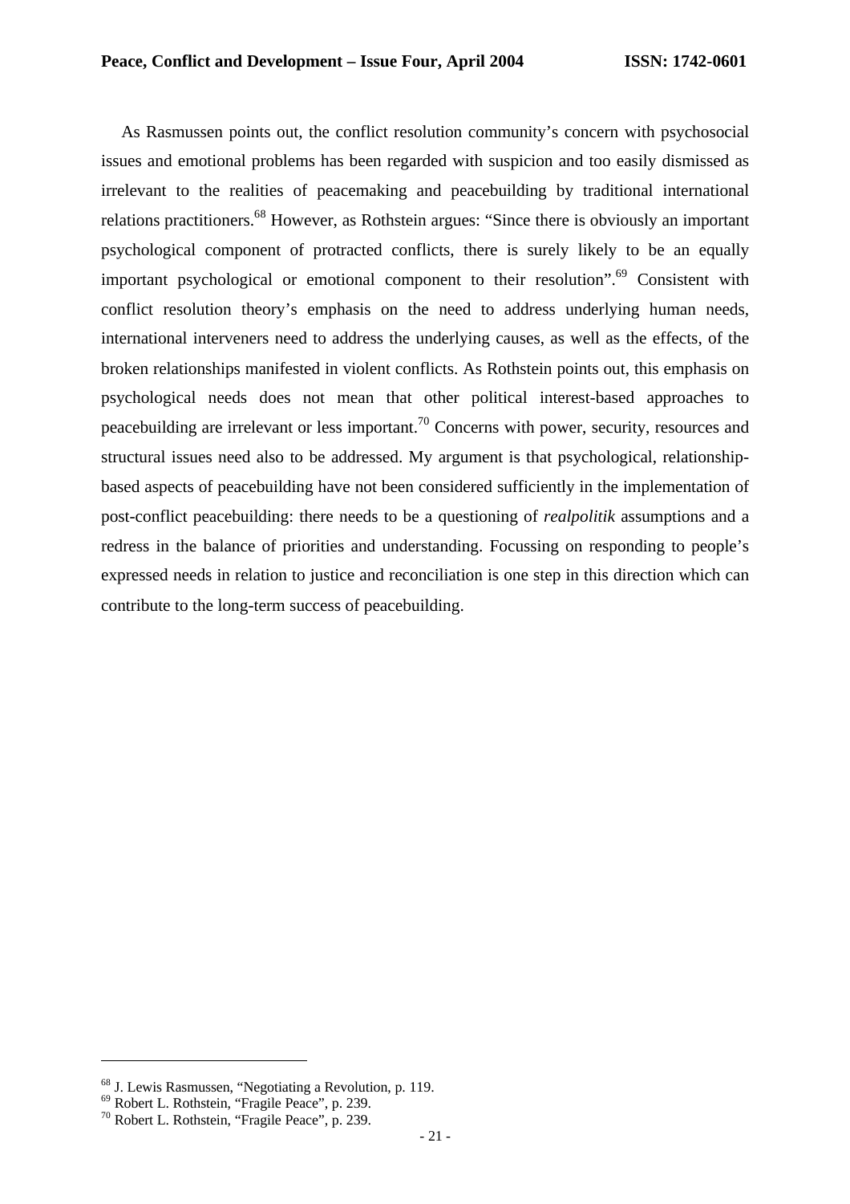As Rasmussen points out, the conflict resolution community's concern with psychosocial issues and emotional problems has been regarded with suspicion and too easily dismissed as irrelevant to the realities of peacemaking and peacebuilding by traditional international relations practitioners.[68] However, as Rothstein argues: "Since there is obviously an important psychological component of protracted conflicts, there is surely likely to be an equally important psychological or emotional component to their resolution".[69] Consistent with conflict resolution theory's emphasis on the need to address underlying human needs, international interveners need to address the underlying causes, as well as the effects, of the broken relationships manifested in violent conflicts. As Rothstein points out, this emphasis on psychological needs does not mean that other political interest-based approaches to peacebuilding are irrelevant or less important.[70] Concerns with power, security, resources and structural issues need also to be addressed. My argument is that psychological, relationship-based aspects of peacebuilding have not been considered sufficiently in the implementation of post-conflict peacebuilding: there needs to be a questioning of *realpolitik* assumptions and a redress in the balance of priorities and understanding. Focussing on responding to people's expressed needs in relation to justice and reconciliation is one step in this direction which can contribute to the long-term success of peacebuilding.

---

[68] J. Lewis Rasmussen, "Negotiating a Revolution, p. 119.

[69] Robert L. Rothstein, "Fragile Peace", p. 239.

[70] Robert L. Rothstein, "Fragile Peace", p. 239.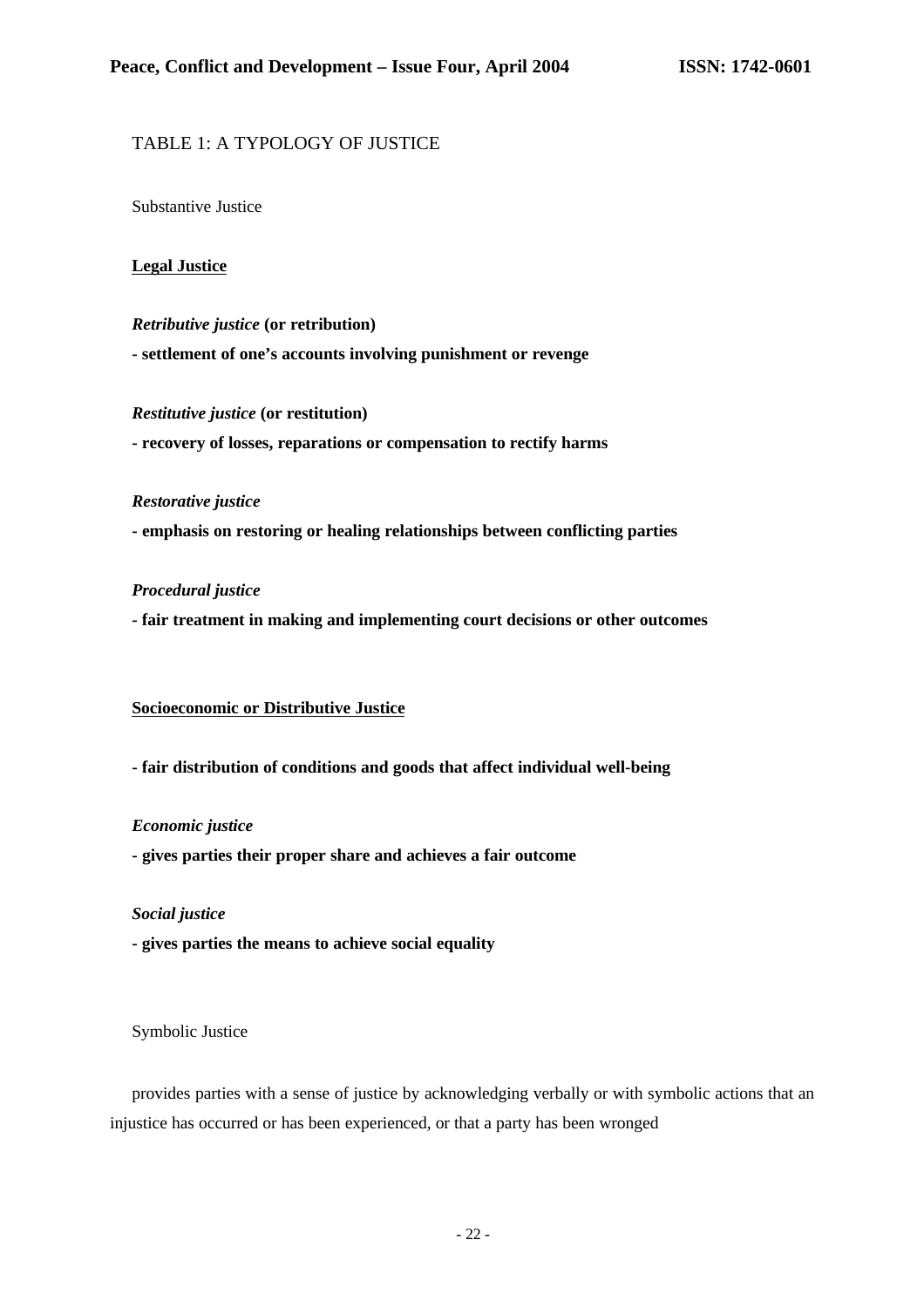TABLE 1: A TYPOLOGY OF JUSTICE

Substantive Justice

**Legal Justice**

***Retributive justice*** **(or retribution)**

**- settlement of one's accounts involving punishment or revenge**

***Restitutive justice*** **(or restitution)**

**- recovery of losses, reparations or compensation to rectify harms**

***Restorative justice***

**- emphasis on restoring or healing relationships between conflicting parties**

***Procedural justice***

**- fair treatment in making and implementing court decisions or other outcomes**

**Socioeconomic or Distributive Justice**

**- fair distribution of conditions and goods that affect individual well-being**

***Economic justice***

**- gives parties their proper share and achieves a fair outcome**

***Social justice***

**- gives parties the means to achieve social equality**

Symbolic Justice

provides parties with a sense of justice by acknowledging verbally or with symbolic actions that an injustice has occurred or has been experienced, or that a party has been wronged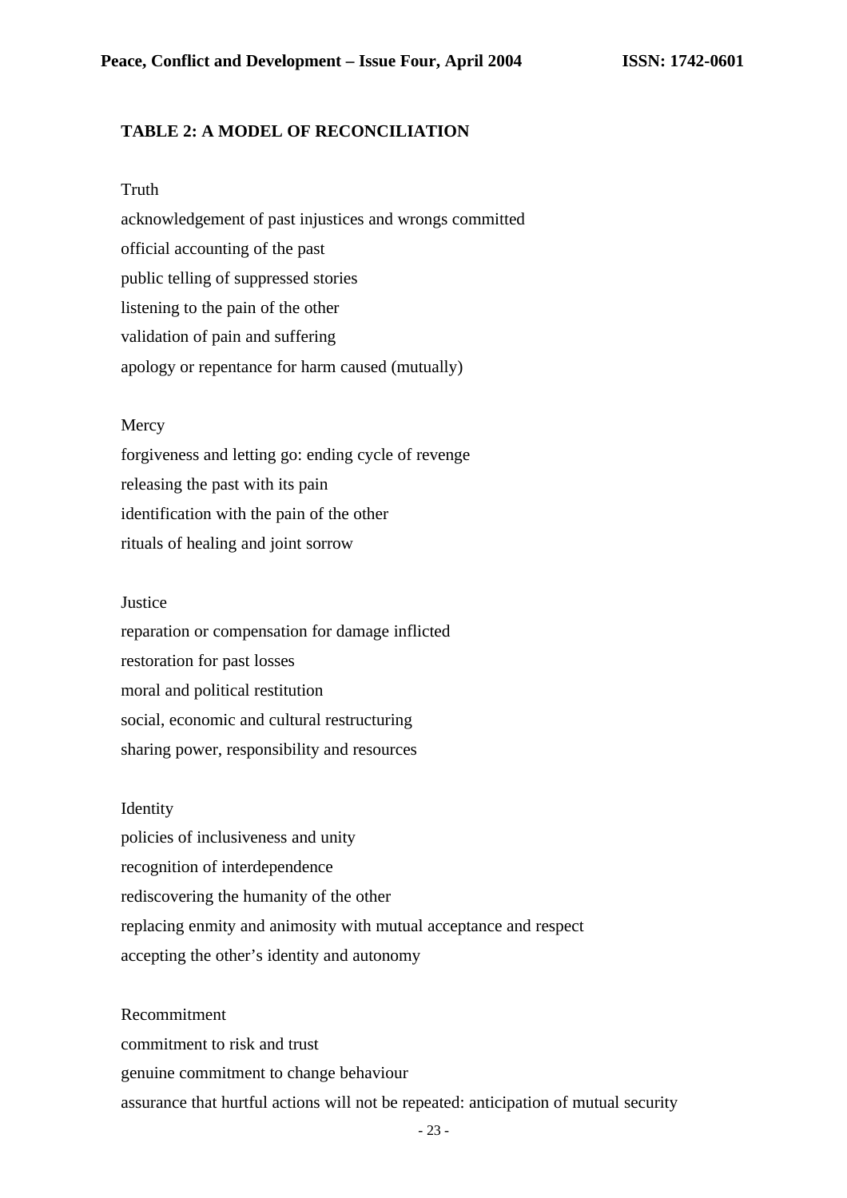**TABLE 2: A MODEL OF RECONCILIATION**

Truth

acknowledgement of past injustices and wrongs committed

official accounting of the past

public telling of suppressed stories

listening to the pain of the other

validation of pain and suffering

apology or repentance for harm caused (mutually)

Mercy

forgiveness and letting go: ending cycle of revenge

releasing the past with its pain

identification with the pain of the other

rituals of healing and joint sorrow

Justice

reparation or compensation for damage inflicted

restoration for past losses

moral and political restitution

social, economic and cultural restructuring

sharing power, responsibility and resources

Identity

policies of inclusiveness and unity

recognition of interdependence

rediscovering the humanity of the other

replacing enmity and animosity with mutual acceptance and respect

accepting the other's identity and autonomy

Recommitment

commitment to risk and trust

genuine commitment to change behaviour

assurance that hurtful actions will not be repeated: anticipation of mutual security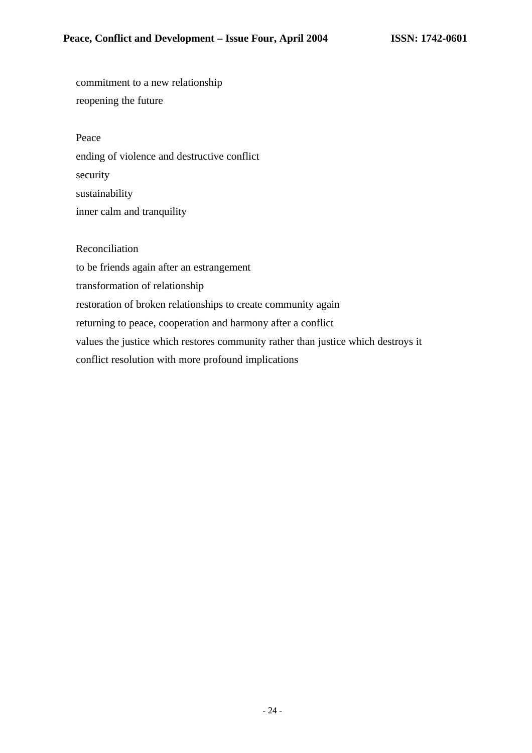commitment to a new relationship
reopening the future

Peace
ending of violence and destructive conflict
security
sustainability
inner calm and tranquility

Reconciliation
to be friends again after an estrangement
transformation of relationship
restoration of broken relationships to create community again
returning to peace, cooperation and harmony after a conflict
values the justice which restores community rather than justice which destroys it
conflict resolution with more profound implications